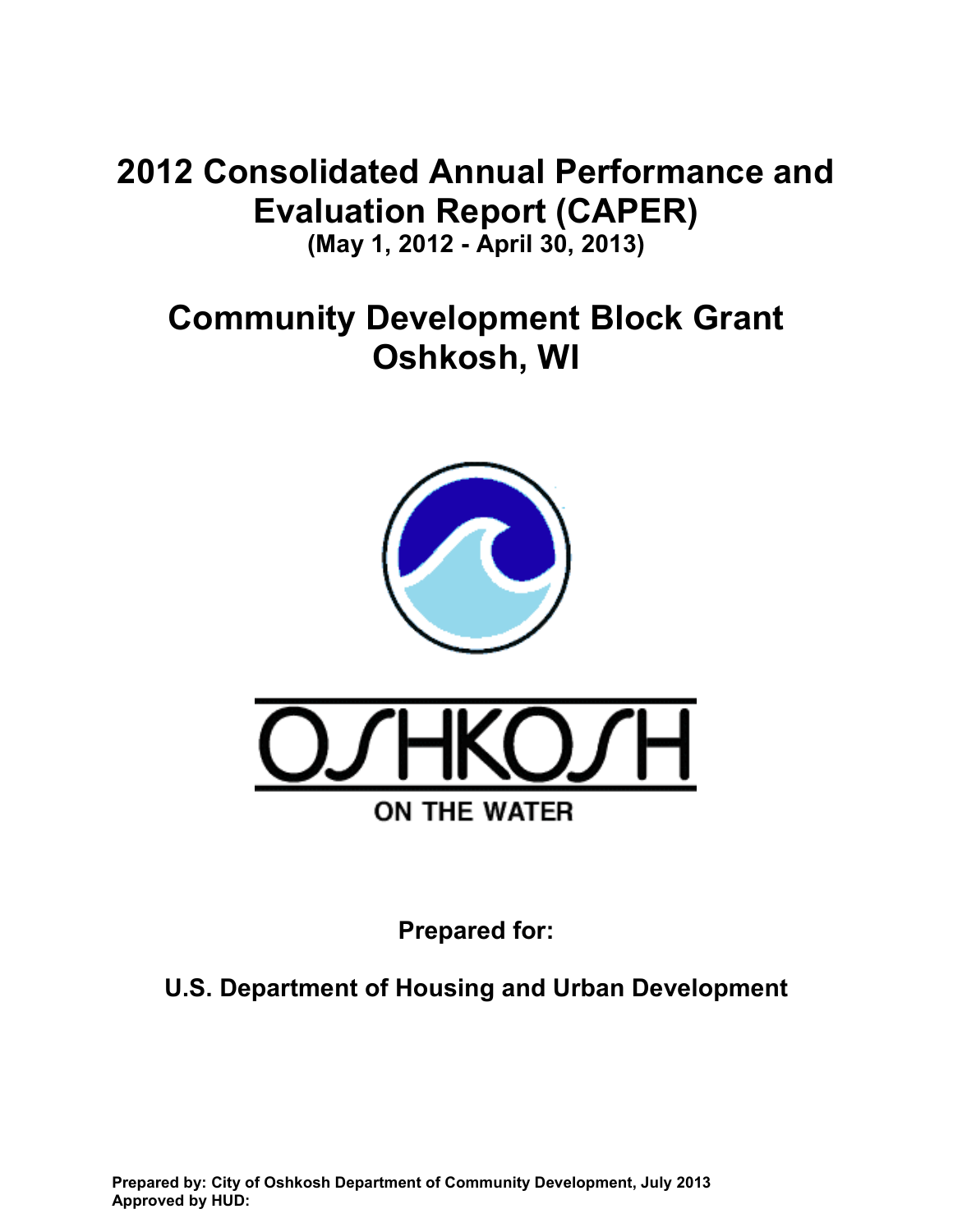# 2012 Consolidated Annual Performance and Evaluation Report (CAPER)

**(May 1, 2012 - April 30, 2013)**

# Community Development Block Grant Oshkosh, WI

OSHKOSH

ON THE WATER

**Prepared for:**

**U.S. Department of Housing and Urban Development**

**Prepared by: City of Oshkosh Department of Community Development, July 2013**
**Approved by HUD:**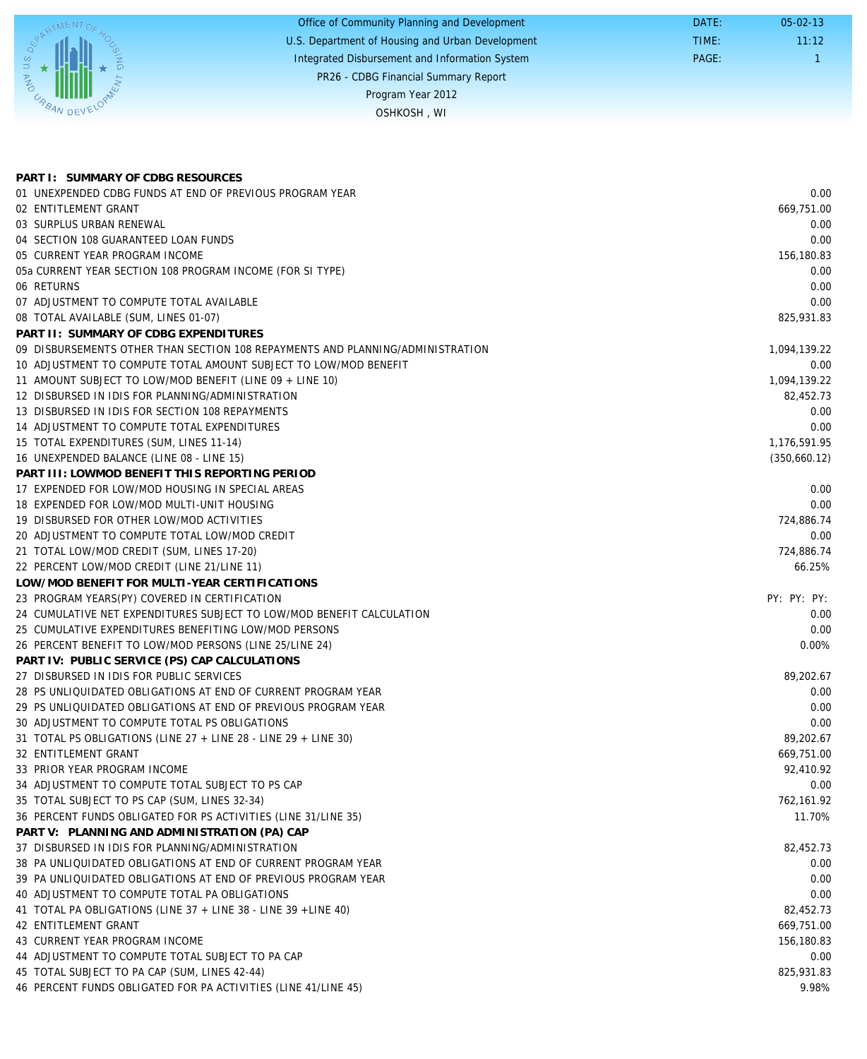Office of Community Planning and Development
U.S. Department of Housing and Urban Development
Integrated Disbursement and Information System
PR26 - CDBG Financial Summary Report
Program Year 2012
OSHKOSH , WI

DATE: 05-02-13
TIME: 11:12
PAGE: 1

| | |
|---|---|
| **PART I: SUMMARY OF CDBG RESOURCES** | |
| 01 UNEXPENDED CDBG FUNDS AT END OF PREVIOUS PROGRAM YEAR | 0.00 |
| 02 ENTITLEMENT GRANT | 669,751.00 |
| 03 SURPLUS URBAN RENEWAL | 0.00 |
| 04 SECTION 108 GUARANTEED LOAN FUNDS | 0.00 |
| 05 CURRENT YEAR PROGRAM INCOME | 156,180.83 |
| 05a CURRENT YEAR SECTION 108 PROGRAM INCOME (FOR SI TYPE) | 0.00 |
| 06 RETURNS | 0.00 |
| 07 ADJUSTMENT TO COMPUTE TOTAL AVAILABLE | 0.00 |
| 08 TOTAL AVAILABLE (SUM, LINES 01-07) | 825,931.83 |
| **PART II: SUMMARY OF CDBG EXPENDITURES** | |
| 09 DISBURSEMENTS OTHER THAN SECTION 108 REPAYMENTS AND PLANNING/ADMINISTRATION | 1,094,139.22 |
| 10 ADJUSTMENT TO COMPUTE TOTAL AMOUNT SUBJECT TO LOW/MOD BENEFIT | 0.00 |
| 11 AMOUNT SUBJECT TO LOW/MOD BENEFIT (LINE 09 + LINE 10) | 1,094,139.22 |
| 12 DISBURSED IN IDIS FOR PLANNING/ADMINISTRATION | 82,452.73 |
| 13 DISBURSED IN IDIS FOR SECTION 108 REPAYMENTS | 0.00 |
| 14 ADJUSTMENT TO COMPUTE TOTAL EXPENDITURES | 0.00 |
| 15 TOTAL EXPENDITURES (SUM, LINES 11-14) | 1,176,591.95 |
| 16 UNEXPENDED BALANCE (LINE 08 - LINE 15) | (350,660.12) |
| **PART III: LOWMOD BENEFIT THIS REPORTING PERIOD** | |
| 17 EXPENDED FOR LOW/MOD HOUSING IN SPECIAL AREAS | 0.00 |
| 18 EXPENDED FOR LOW/MOD MULTI-UNIT HOUSING | 0.00 |
| 19 DISBURSED FOR OTHER LOW/MOD ACTIVITIES | 724,886.74 |
| 20 ADJUSTMENT TO COMPUTE TOTAL LOW/MOD CREDIT | 0.00 |
| 21 TOTAL LOW/MOD CREDIT (SUM, LINES 17-20) | 724,886.74 |
| 22 PERCENT LOW/MOD CREDIT (LINE 21/LINE 11) | 66.25% |
| **LOW/MOD BENEFIT FOR MULTI-YEAR CERTIFICATIONS** | |
| 23 PROGRAM YEARS(PY) COVERED IN CERTIFICATION | PY: PY: PY: |
| 24 CUMULATIVE NET EXPENDITURES SUBJECT TO LOW/MOD BENEFIT CALCULATION | 0.00 |
| 25 CUMULATIVE EXPENDITURES BENEFITING LOW/MOD PERSONS | 0.00 |
| 26 PERCENT BENEFIT TO LOW/MOD PERSONS (LINE 25/LINE 24) | 0.00% |
| **PART IV: PUBLIC SERVICE (PS) CAP CALCULATIONS** | |
| 27 DISBURSED IN IDIS FOR PUBLIC SERVICES | 89,202.67 |
| 28 PS UNLIQUIDATED OBLIGATIONS AT END OF CURRENT PROGRAM YEAR | 0.00 |
| 29 PS UNLIQUIDATED OBLIGATIONS AT END OF PREVIOUS PROGRAM YEAR | 0.00 |
| 30 ADJUSTMENT TO COMPUTE TOTAL PS OBLIGATIONS | 0.00 |
| 31 TOTAL PS OBLIGATIONS (LINE 27 + LINE 28 - LINE 29 + LINE 30) | 89,202.67 |
| 32 ENTITLEMENT GRANT | 669,751.00 |
| 33 PRIOR YEAR PROGRAM INCOME | 92,410.92 |
| 34 ADJUSTMENT TO COMPUTE TOTAL SUBJECT TO PS CAP | 0.00 |
| 35 TOTAL SUBJECT TO PS CAP (SUM, LINES 32-34) | 762,161.92 |
| 36 PERCENT FUNDS OBLIGATED FOR PS ACTIVITIES (LINE 31/LINE 35) | 11.70% |
| **PART V: PLANNING AND ADMINISTRATION (PA) CAP** | |
| 37 DISBURSED IN IDIS FOR PLANNING/ADMINISTRATION | 82,452.73 |
| 38 PA UNLIQUIDATED OBLIGATIONS AT END OF CURRENT PROGRAM YEAR | 0.00 |
| 39 PA UNLIQUIDATED OBLIGATIONS AT END OF PREVIOUS PROGRAM YEAR | 0.00 |
| 40 ADJUSTMENT TO COMPUTE TOTAL PA OBLIGATIONS | 0.00 |
| 41 TOTAL PA OBLIGATIONS (LINE 37 + LINE 38 - LINE 39 +LINE 40) | 82,452.73 |
| 42 ENTITLEMENT GRANT | 669,751.00 |
| 43 CURRENT YEAR PROGRAM INCOME | 156,180.83 |
| 44 ADJUSTMENT TO COMPUTE TOTAL SUBJECT TO PA CAP | 0.00 |
| 45 TOTAL SUBJECT TO PA CAP (SUM, LINES 42-44) | 825,931.83 |
| 46 PERCENT FUNDS OBLIGATED FOR PA ACTIVITIES (LINE 41/LINE 45) | 9.98% |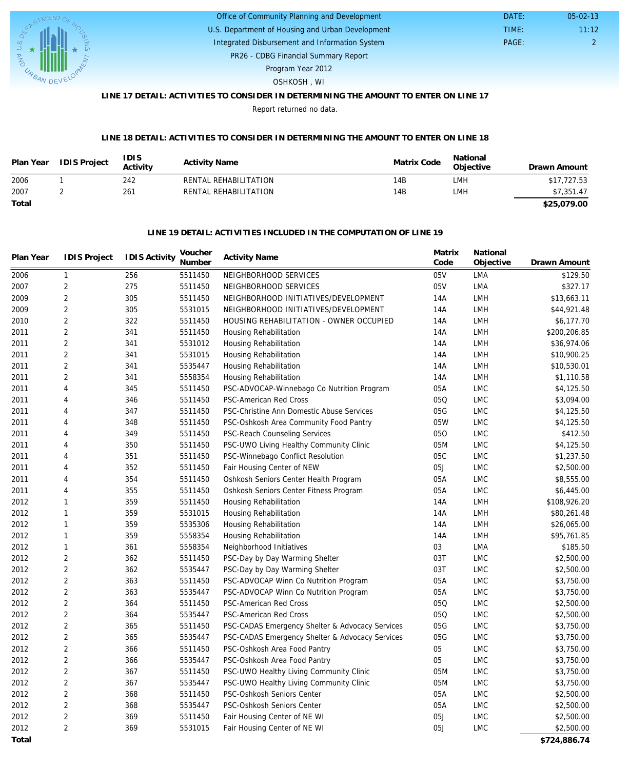Office of Community Planning and Development
U.S. Department of Housing and Urban Development
Integrated Disbursement and Information System
PR26 - CDBG Financial Summary Report
Program Year 2012
OSHKOSH , WI

DATE: 05-02-13
TIME: 11:12
PAGE: 2

### LINE 17 DETAIL: ACTIVITIES TO CONSIDER IN DETERMINING THE AMOUNT TO ENTER ON LINE 17

Report returned no data.

### LINE 18 DETAIL: ACTIVITIES TO CONSIDER IN DETERMINING THE AMOUNT TO ENTER ON LINE 18

| Plan Year | IDIS Project | IDIS Activity | Activity Name | Matrix Code | National Objective | Drawn Amount |
|---|---|---|---|---|---|---|
| 2006 | 1 | 242 | RENTAL REHABILITATION | 14B | LMH | $17,727.53 |
| 2007 | 2 | 261 | RENTAL REHABILITATION | 14B | LMH | $7,351.47 |
| **Total** | | | | | | **$25,079.00** |

### LINE 19 DETAIL: ACTIVITIES INCLUDED IN THE COMPUTATION OF LINE 19

| Plan Year | IDIS Project | IDIS Activity | Voucher Number | Activity Name | Matrix Code | National Objective | Drawn Amount |
|---|---|---|---|---|---|---|---|
| 2006 | 1 | 256 | 5511450 | NEIGHBORHOOD SERVICES | 05V | LMA | $129.50 |
| 2007 | 2 | 275 | 5511450 | NEIGHBORHOOD SERVICES | 05V | LMA | $327.17 |
| 2009 | 2 | 305 | 5511450 | NEIGHBORHOOD INITIATIVES/DEVELOPMENT | 14A | LMH | $13,663.11 |
| 2009 | 2 | 305 | 5531015 | NEIGHBORHOOD INITIATIVES/DEVELOPMENT | 14A | LMH | $44,921.48 |
| 2010 | 2 | 322 | 5511450 | HOUSING REHABILITATION - OWNER OCCUPIED | 14A | LMH | $6,177.70 |
| 2011 | 2 | 341 | 5511450 | Housing Rehabilitation | 14A | LMH | $200,206.85 |
| 2011 | 2 | 341 | 5531012 | Housing Rehabilitation | 14A | LMH | $36,974.06 |
| 2011 | 2 | 341 | 5531015 | Housing Rehabilitation | 14A | LMH | $10,900.25 |
| 2011 | 2 | 341 | 5535447 | Housing Rehabilitation | 14A | LMH | $10,530.01 |
| 2011 | 2 | 341 | 5558354 | Housing Rehabilitation | 14A | LMH | $1,110.58 |
| 2011 | 4 | 345 | 5511450 | PSC-ADVOCAP-Winnebago Co Nutrition Program | 05A | LMC | $4,125.50 |
| 2011 | 4 | 346 | 5511450 | PSC-American Red Cross | 05Q | LMC | $3,094.00 |
| 2011 | 4 | 347 | 5511450 | PSC-Christine Ann Domestic Abuse Services | 05G | LMC | $4,125.50 |
| 2011 | 4 | 348 | 5511450 | PSC-Oshkosh Area Community Food Pantry | 05W | LMC | $4,125.50 |
| 2011 | 4 | 349 | 5511450 | PSC-Reach Counseling Services | 05O | LMC | $412.50 |
| 2011 | 4 | 350 | 5511450 | PSC-UWO Living Healthy Community Clinic | 05M | LMC | $4,125.50 |
| 2011 | 4 | 351 | 5511450 | PSC-Winnebago Conflict Resolution | 05C | LMC | $1,237.50 |
| 2011 | 4 | 352 | 5511450 | Fair Housing Center of NEW | 05J | LMC | $2,500.00 |
| 2011 | 4 | 354 | 5511450 | Oshkosh Seniors Center Health Program | 05A | LMC | $8,555.00 |
| 2011 | 4 | 355 | 5511450 | Oshkosh Seniors Center Fitness Program | 05A | LMC | $6,445.00 |
| 2012 | 1 | 359 | 5511450 | Housing Rehabilitation | 14A | LMH | $108,926.20 |
| 2012 | 1 | 359 | 5531015 | Housing Rehabilitation | 14A | LMH | $80,261.48 |
| 2012 | 1 | 359 | 5535306 | Housing Rehabilitation | 14A | LMH | $26,065.00 |
| 2012 | 1 | 359 | 5558354 | Housing Rehabilitation | 14A | LMH | $95,761.85 |
| 2012 | 1 | 361 | 5558354 | Neighborhood Initiatives | 03 | LMA | $185.50 |
| 2012 | 2 | 362 | 5511450 | PSC-Day by Day Warming Shelter | 03T | LMC | $2,500.00 |
| 2012 | 2 | 362 | 5535447 | PSC-Day by Day Warming Shelter | 03T | LMC | $2,500.00 |
| 2012 | 2 | 363 | 5511450 | PSC-ADVOCAP Winn Co Nutrition Program | 05A | LMC | $3,750.00 |
| 2012 | 2 | 363 | 5535447 | PSC-ADVOCAP Winn Co Nutrition Program | 05A | LMC | $3,750.00 |
| 2012 | 2 | 364 | 5511450 | PSC-American Red Cross | 05Q | LMC | $2,500.00 |
| 2012 | 2 | 364 | 5535447 | PSC-American Red Cross | 05Q | LMC | $2,500.00 |
| 2012 | 2 | 365 | 5511450 | PSC-CADAS Emergency Shelter & Advocacy Services | 05G | LMC | $3,750.00 |
| 2012 | 2 | 365 | 5535447 | PSC-CADAS Emergency Shelter & Advocacy Services | 05G | LMC | $3,750.00 |
| 2012 | 2 | 366 | 5511450 | PSC-Oshkosh Area Food Pantry | 05 | LMC | $3,750.00 |
| 2012 | 2 | 366 | 5535447 | PSC-Oshkosh Area Food Pantry | 05 | LMC | $3,750.00 |
| 2012 | 2 | 367 | 5511450 | PSC-UWO Healthy Living Community Clinic | 05M | LMC | $3,750.00 |
| 2012 | 2 | 367 | 5535447 | PSC-UWO Healthy Living Community Clinic | 05M | LMC | $3,750.00 |
| 2012 | 2 | 368 | 5511450 | PSC-Oshkosh Seniors Center | 05A | LMC | $2,500.00 |
| 2012 | 2 | 368 | 5535447 | PSC-Oshkosh Seniors Center | 05A | LMC | $2,500.00 |
| 2012 | 2 | 369 | 5511450 | Fair Housing Center of NE WI | 05J | LMC | $2,500.00 |
| 2012 | 2 | 369 | 5531015 | Fair Housing Center of NE WI | 05J | LMC | $2,500.00 |
| **Total** | | | | | | | **$724,886.74** |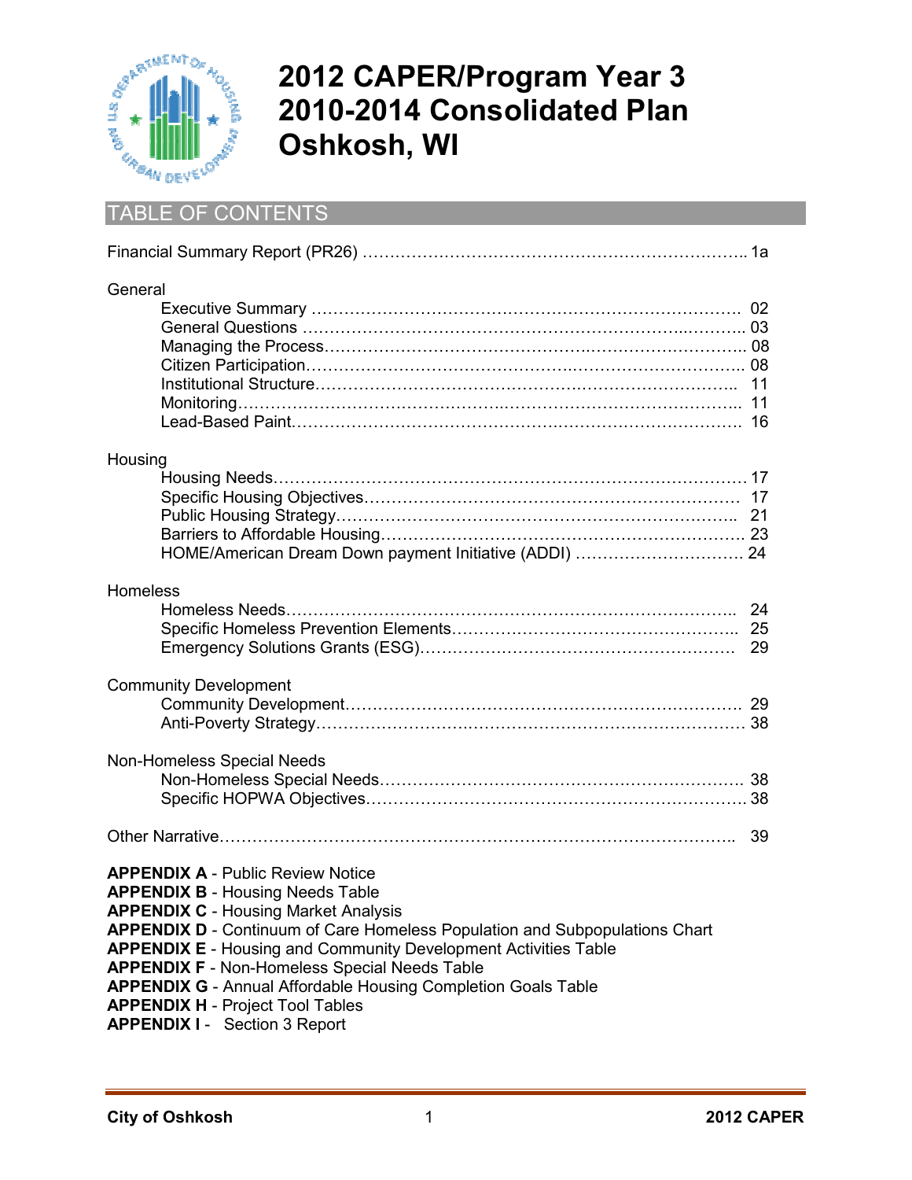# 2012 CAPER/Program Year 3 2010-2014 Consolidated Plan Oshkosh, WI

## TABLE OF CONTENTS

Financial Summary Report (PR26) ........................................................ 1a

**General**

- Executive Summary ........................................................ 02
- General Questions ........................................................ 03
- Managing the Process ........................................................ 08
- Citizen Participation ........................................................ 08
- Institutional Structure ........................................................ 11
- Monitoring ........................................................ 11
- Lead-Based Paint ........................................................ 16

**Housing**

- Housing Needs ........................................................ 17
- Specific Housing Objectives ........................................................ 17
- Public Housing Strategy ........................................................ 21
- Barriers to Affordable Housing ........................................................ 23
- HOME/American Dream Down payment Initiative (ADDI) ........................................................ 24

**Homeless**

- Homeless Needs ........................................................ 24
- Specific Homeless Prevention Elements ........................................................ 25
- Emergency Solutions Grants (ESG) ........................................................ 29

**Community Development**

- Community Development ........................................................ 29
- Anti-Poverty Strategy ........................................................ 38

**Non-Homeless Special Needs**

- Non-Homeless Special Needs ........................................................ 38
- Specific HOPWA Objectives ........................................................ 38

Other Narrative ........................................................ 39

**APPENDIX A** - Public Review Notice
**APPENDIX B** - Housing Needs Table
**APPENDIX C** - Housing Market Analysis
**APPENDIX D** - Continuum of Care Homeless Population and Subpopulations Chart
**APPENDIX E** - Housing and Community Development Activities Table
**APPENDIX F** - Non-Homeless Special Needs Table
**APPENDIX G** - Annual Affordable Housing Completion Goals Table
**APPENDIX H** - Project Tool Tables
**APPENDIX I** - Section 3 Report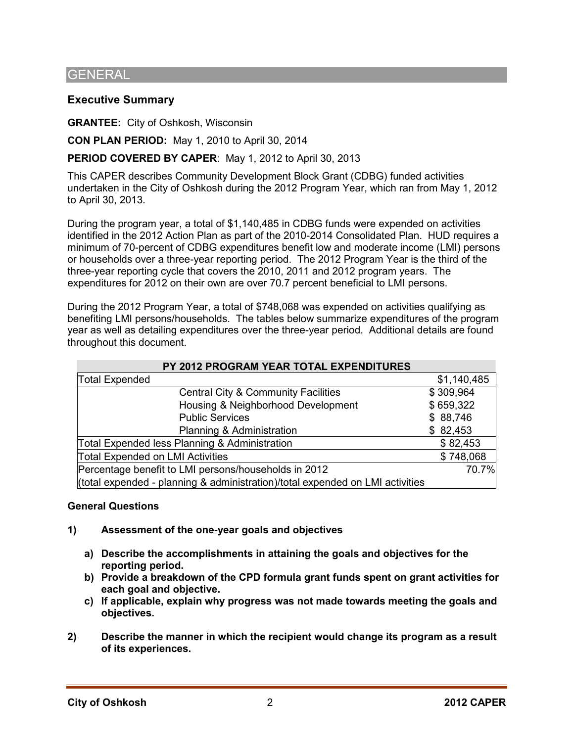# GENERAL

## Executive Summary

**GRANTEE:** City of Oshkosh, Wisconsin

**CON PLAN PERIOD:** May 1, 2010 to April 30, 2014

**PERIOD COVERED BY CAPER**: May 1, 2012 to April 30, 2013

This CAPER describes Community Development Block Grant (CDBG) funded activities undertaken in the City of Oshkosh during the 2012 Program Year, which ran from May 1, 2012 to April 30, 2013.

During the program year, a total of $1,140,485 in CDBG funds were expended on activities identified in the 2012 Action Plan as part of the 2010-2014 Consolidated Plan. HUD requires a minimum of 70-percent of CDBG expenditures benefit low and moderate income (LMI) persons or households over a three-year reporting period. The 2012 Program Year is the third of the three-year reporting cycle that covers the 2010, 2011 and 2012 program years. The expenditures for 2012 on their own are over 70.7 percent beneficial to LMI persons.

During the 2012 Program Year, a total of $748,068 was expended on activities qualifying as benefiting LMI persons/households. The tables below summarize expenditures of the program year as well as detailing expenditures over the three-year period. Additional details are found throughout this document.

| PY 2012 PROGRAM YEAR TOTAL EXPENDITURES | | |
|---|---|---|
| Total Expended | | $1,140,485 |
| | Central City & Community Facilities | $ 309,964 |
| | Housing & Neighborhood Development | $ 659,322 |
| | Public Services | $ 88,746 |
| | Planning & Administration | $ 82,453 |
| Total Expended less Planning & Administration | | $ 82,453 |
| Total Expended on LMI Activities | | $ 748,068 |
| Percentage benefit to LMI persons/households in 2012 | | 70.7% |
| (total expended - planning & administration)/total expended on LMI activities | | |

**General Questions**

**1) Assessment of the one-year goals and objectives**

- **a) Describe the accomplishments in attaining the goals and objectives for the reporting period.**
- **b) Provide a breakdown of the CPD formula grant funds spent on grant activities for each goal and objective.**
- **c) If applicable, explain why progress was not made towards meeting the goals and objectives.**

**2) Describe the manner in which the recipient would change its program as a result of its experiences.**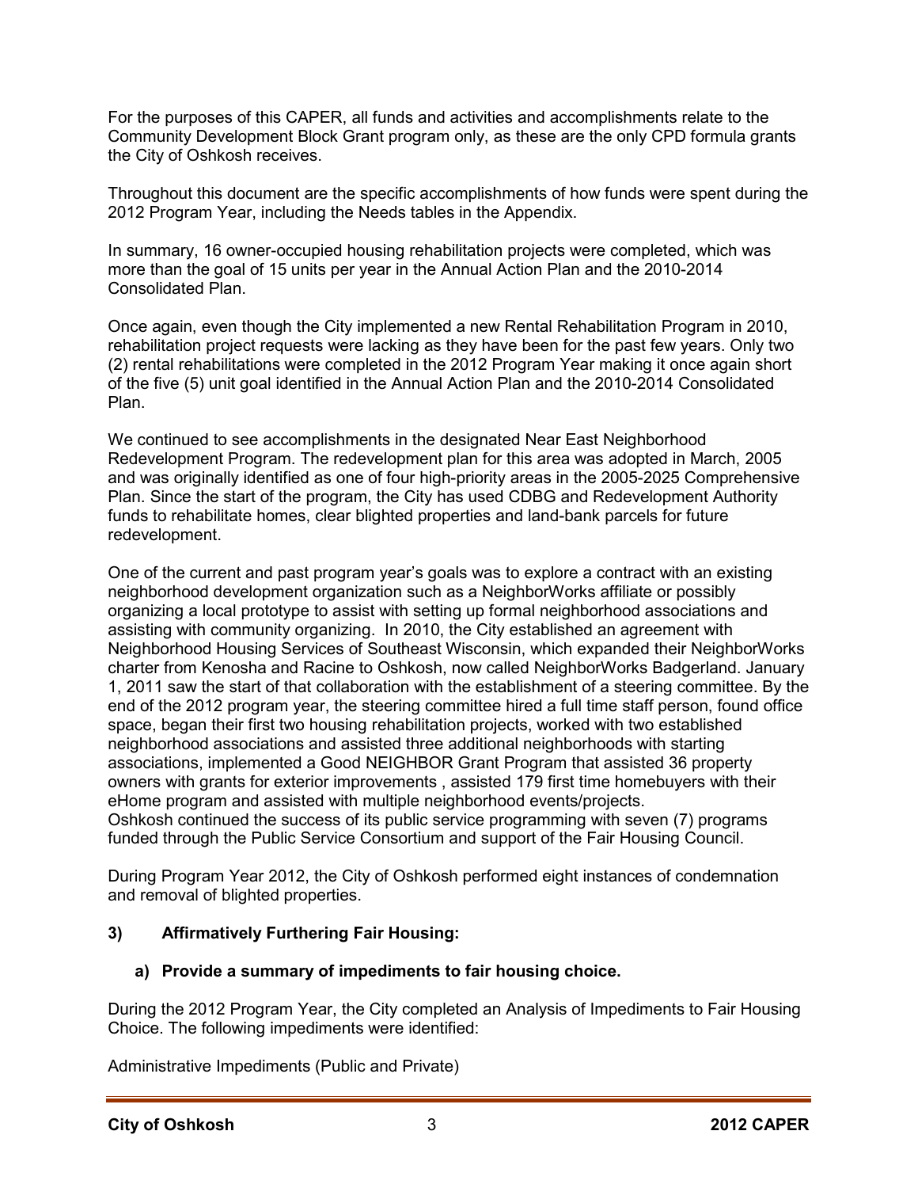For the purposes of this CAPER, all funds and activities and accomplishments relate to the Community Development Block Grant program only, as these are the only CPD formula grants the City of Oshkosh receives.

Throughout this document are the specific accomplishments of how funds were spent during the 2012 Program Year, including the Needs tables in the Appendix.

In summary, 16 owner-occupied housing rehabilitation projects were completed, which was more than the goal of 15 units per year in the Annual Action Plan and the 2010-2014 Consolidated Plan.

Once again, even though the City implemented a new Rental Rehabilitation Program in 2010, rehabilitation project requests were lacking as they have been for the past few years. Only two (2) rental rehabilitations were completed in the 2012 Program Year making it once again short of the five (5) unit goal identified in the Annual Action Plan and the 2010-2014 Consolidated Plan.

We continued to see accomplishments in the designated Near East Neighborhood Redevelopment Program. The redevelopment plan for this area was adopted in March, 2005 and was originally identified as one of four high-priority areas in the 2005-2025 Comprehensive Plan. Since the start of the program, the City has used CDBG and Redevelopment Authority funds to rehabilitate homes, clear blighted properties and land-bank parcels for future redevelopment.

One of the current and past program year's goals was to explore a contract with an existing neighborhood development organization such as a NeighborWorks affiliate or possibly organizing a local prototype to assist with setting up formal neighborhood associations and assisting with community organizing. In 2010, the City established an agreement with Neighborhood Housing Services of Southeast Wisconsin, which expanded their NeighborWorks charter from Kenosha and Racine to Oshkosh, now called NeighborWorks Badgerland. January 1, 2011 saw the start of that collaboration with the establishment of a steering committee. By the end of the 2012 program year, the steering committee hired a full time staff person, found office space, began their first two housing rehabilitation projects, worked with two established neighborhood associations and assisted three additional neighborhoods with starting associations, implemented a Good NEIGHBOR Grant Program that assisted 36 property owners with grants for exterior improvements , assisted 179 first time homebuyers with their eHome program and assisted with multiple neighborhood events/projects.
Oshkosh continued the success of its public service programming with seven (7) programs funded through the Public Service Consortium and support of the Fair Housing Council.

During Program Year 2012, the City of Oshkosh performed eight instances of condemnation and removal of blighted properties.

### 3) Affirmatively Furthering Fair Housing:

#### a) Provide a summary of impediments to fair housing choice.

During the 2012 Program Year, the City completed an Analysis of Impediments to Fair Housing Choice. The following impediments were identified:

Administrative Impediments (Public and Private)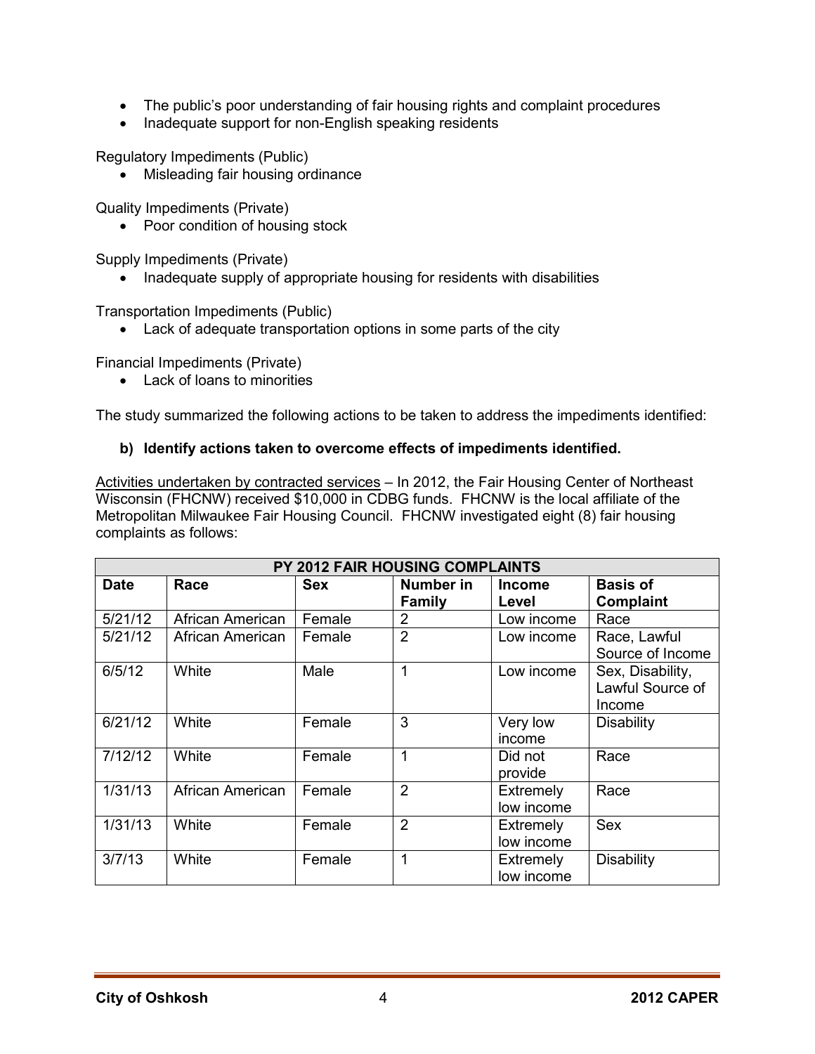- The public's poor understanding of fair housing rights and complaint procedures
- Inadequate support for non-English speaking residents

Regulatory Impediments (Public)

- Misleading fair housing ordinance

Quality Impediments (Private)

- Poor condition of housing stock

Supply Impediments (Private)

- Inadequate supply of appropriate housing for residents with disabilities

Transportation Impediments (Public)

- Lack of adequate transportation options in some parts of the city

Financial Impediments (Private)

- Lack of loans to minorities

The study summarized the following actions to be taken to address the impediments identified:

**b) Identify actions taken to overcome effects of impediments identified.**

Activities undertaken by contracted services – In 2012, the Fair Housing Center of Northeast Wisconsin (FHCNW) received $10,000 in CDBG funds. FHCNW is the local affiliate of the Metropolitan Milwaukee Fair Housing Council. FHCNW investigated eight (8) fair housing complaints as follows:

| PY 2012 FAIR HOUSING COMPLAINTS | | | | | |
|---|---|---|---|---|---|
| **Date** | **Race** | **Sex** | **Number in Family** | **Income Level** | **Basis of Complaint** |
| 5/21/12 | African American | Female | 2 | Low income | Race |
| 5/21/12 | African American | Female | 2 | Low income | Race, Lawful Source of Income |
| 6/5/12 | White | Male | 1 | Low income | Sex, Disability, Lawful Source of Income |
| 6/21/12 | White | Female | 3 | Very low income | Disability |
| 7/12/12 | White | Female | 1 | Did not provide | Race |
| 1/31/13 | African American | Female | 2 | Extremely low income | Race |
| 1/31/13 | White | Female | 2 | Extremely low income | Sex |
| 3/7/13 | White | Female | 1 | Extremely low income | Disability |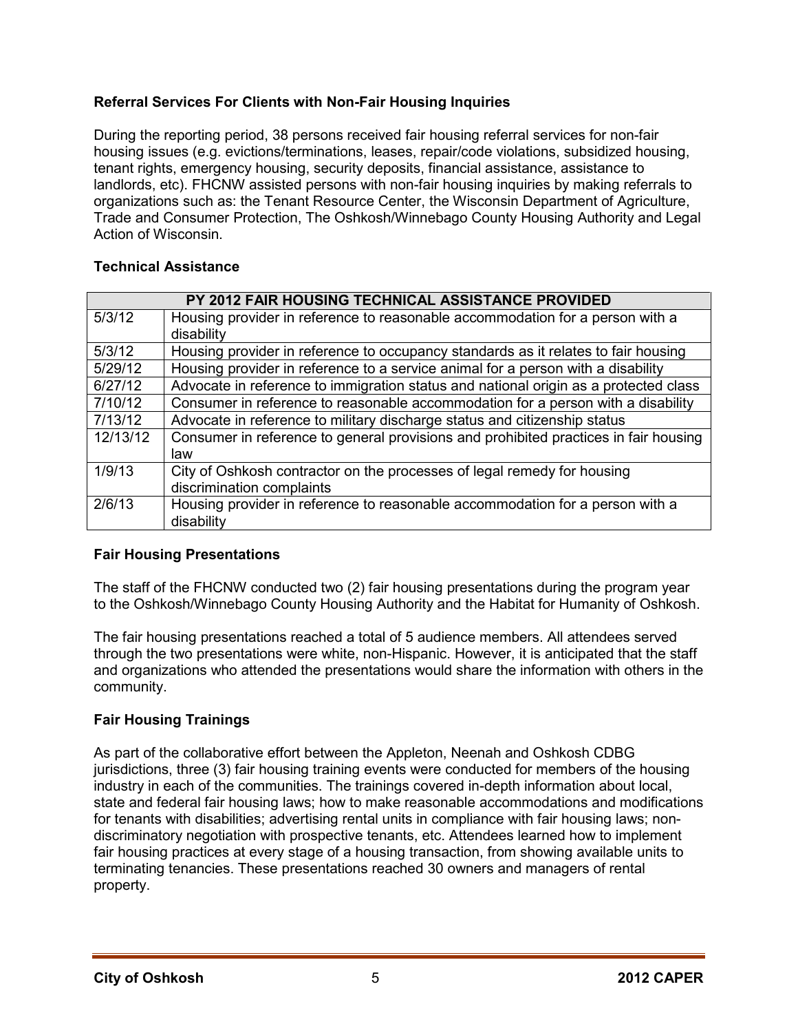### Referral Services For Clients with Non-Fair Housing Inquiries

During the reporting period, 38 persons received fair housing referral services for non-fair housing issues (e.g. evictions/terminations, leases, repair/code violations, subsidized housing, tenant rights, emergency housing, security deposits, financial assistance, assistance to landlords, etc). FHCNW assisted persons with non-fair housing inquiries by making referrals to organizations such as: the Tenant Resource Center, the Wisconsin Department of Agriculture, Trade and Consumer Protection, The Oshkosh/Winnebago County Housing Authority and Legal Action of Wisconsin.

### Technical Assistance

| PY 2012 FAIR HOUSING TECHNICAL ASSISTANCE PROVIDED | |
|---|---|
| 5/3/12 | Housing provider in reference to reasonable accommodation for a person with a disability |
| 5/3/12 | Housing provider in reference to occupancy standards as it relates to fair housing |
| 5/29/12 | Housing provider in reference to a service animal for a person with a disability |
| 6/27/12 | Advocate in reference to immigration status and national origin as a protected class |
| 7/10/12 | Consumer in reference to reasonable accommodation for a person with a disability |
| 7/13/12 | Advocate in reference to military discharge status and citizenship status |
| 12/13/12 | Consumer in reference to general provisions and prohibited practices in fair housing law |
| 1/9/13 | City of Oshkosh contractor on the processes of legal remedy for housing discrimination complaints |
| 2/6/13 | Housing provider in reference to reasonable accommodation for a person with a disability |

### Fair Housing Presentations

The staff of the FHCNW conducted two (2) fair housing presentations during the program year to the Oshkosh/Winnebago County Housing Authority and the Habitat for Humanity of Oshkosh.

The fair housing presentations reached a total of 5 audience members. All attendees served through the two presentations were white, non-Hispanic. However, it is anticipated that the staff and organizations who attended the presentations would share the information with others in the community.

### Fair Housing Trainings

As part of the collaborative effort between the Appleton, Neenah and Oshkosh CDBG jurisdictions, three (3) fair housing training events were conducted for members of the housing industry in each of the communities. The trainings covered in-depth information about local, state and federal fair housing laws; how to make reasonable accommodations and modifications for tenants with disabilities; advertising rental units in compliance with fair housing laws; non-discriminatory negotiation with prospective tenants, etc. Attendees learned how to implement fair housing practices at every stage of a housing transaction, from showing available units to terminating tenancies. These presentations reached 30 owners and managers of rental property.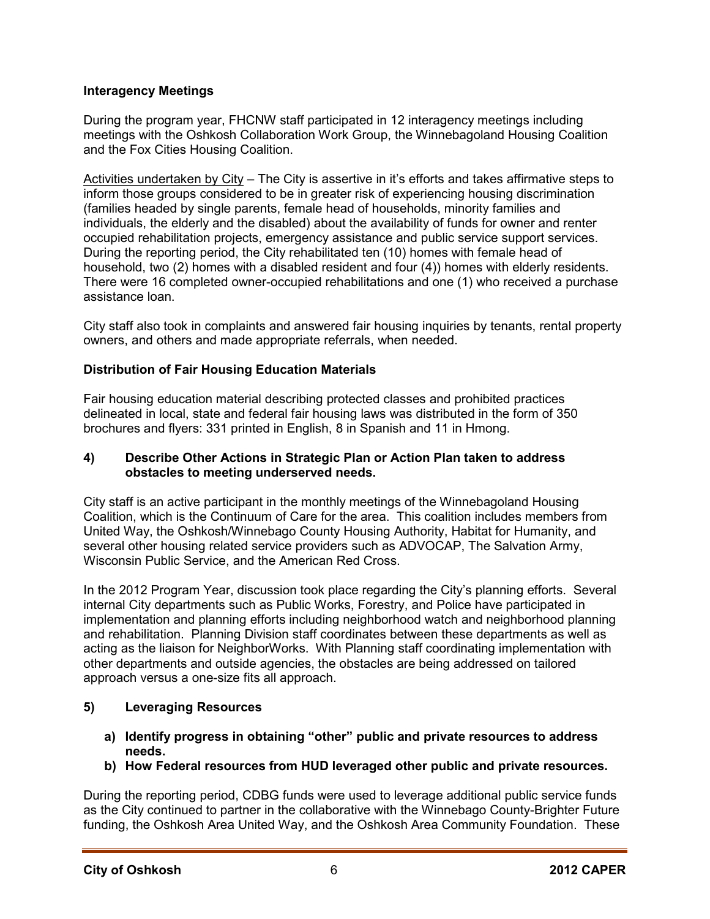**Interagency Meetings**

During the program year, FHCNW staff participated in 12 interagency meetings including meetings with the Oshkosh Collaboration Work Group, the Winnebagoland Housing Coalition and the Fox Cities Housing Coalition.

Activities undertaken by City – The City is assertive in it's efforts and takes affirmative steps to inform those groups considered to be in greater risk of experiencing housing discrimination (families headed by single parents, female head of households, minority families and individuals, the elderly and the disabled) about the availability of funds for owner and renter occupied rehabilitation projects, emergency assistance and public service support services. During the reporting period, the City rehabilitated ten (10) homes with female head of household, two (2) homes with a disabled resident and four (4)) homes with elderly residents. There were 16 completed owner-occupied rehabilitations and one (1) who received a purchase assistance loan.

City staff also took in complaints and answered fair housing inquiries by tenants, rental property owners, and others and made appropriate referrals, when needed.

**Distribution of Fair Housing Education Materials**

Fair housing education material describing protected classes and prohibited practices delineated in local, state and federal fair housing laws was distributed in the form of 350 brochures and flyers: 331 printed in English, 8 in Spanish and 11 in Hmong.

**4) Describe Other Actions in Strategic Plan or Action Plan taken to address obstacles to meeting underserved needs.**

City staff is an active participant in the monthly meetings of the Winnebagoland Housing Coalition, which is the Continuum of Care for the area. This coalition includes members from United Way, the Oshkosh/Winnebago County Housing Authority, Habitat for Humanity, and several other housing related service providers such as ADVOCAP, The Salvation Army, Wisconsin Public Service, and the American Red Cross.

In the 2012 Program Year, discussion took place regarding the City's planning efforts. Several internal City departments such as Public Works, Forestry, and Police have participated in implementation and planning efforts including neighborhood watch and neighborhood planning and rehabilitation. Planning Division staff coordinates between these departments as well as acting as the liaison for NeighborWorks. With Planning staff coordinating implementation with other departments and outside agencies, the obstacles are being addressed on tailored approach versus a one-size fits all approach.

**5) Leveraging Resources**

**a) Identify progress in obtaining "other" public and private resources to address needs.**

**b) How Federal resources from HUD leveraged other public and private resources.**

During the reporting period, CDBG funds were used to leverage additional public service funds as the City continued to partner in the collaborative with the Winnebago County-Brighter Future funding, the Oshkosh Area United Way, and the Oshkosh Area Community Foundation. These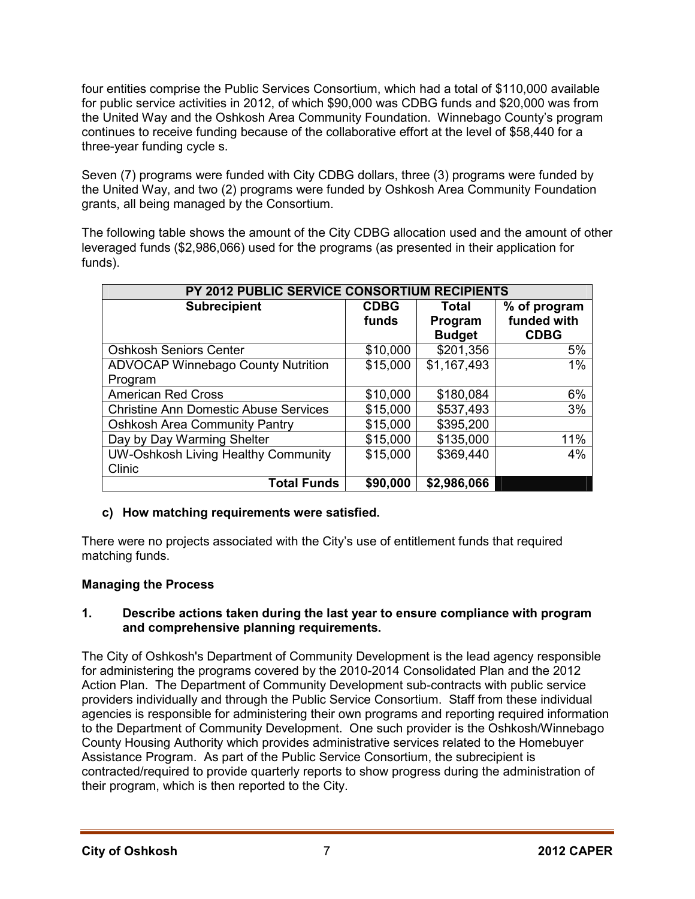four entities comprise the Public Services Consortium, which had a total of $110,000 available for public service activities in 2012, of which $90,000 was CDBG funds and $20,000 was from the United Way and the Oshkosh Area Community Foundation. Winnebago County's program continues to receive funding because of the collaborative effort at the level of $58,440 for a three-year funding cycle s.

Seven (7) programs were funded with City CDBG dollars, three (3) programs were funded by the United Way, and two (2) programs were funded by Oshkosh Area Community Foundation grants, all being managed by the Consortium.

The following table shows the amount of the City CDBG allocation used and the amount of other leveraged funds ($2,986,066) used for the programs (as presented in their application for funds).

| PY 2012 PUBLIC SERVICE CONSORTIUM RECIPIENTS | | | |
|---|---|---|---|
| **Subrecipient** | **CDBG funds** | **Total Program Budget** | **% of program funded with CDBG** |
| Oshkosh Seniors Center | $10,000 | $201,356 | 5% |
| ADVOCAP Winnebago County Nutrition Program | $15,000 | $1,167,493 | 1% |
| American Red Cross | $10,000 | $180,084 | 6% |
| Christine Ann Domestic Abuse Services | $15,000 | $537,493 | 3% |
| Oshkosh Area Community Pantry | $15,000 | $395,200 | |
| Day by Day Warming Shelter | $15,000 | $135,000 | 11% |
| UW-Oshkosh Living Healthy Community Clinic | $15,000 | $369,440 | 4% |
| **Total Funds** | **$90,000** | **$2,986,066** | |

**c) How matching requirements were satisfied.**

There were no projects associated with the City's use of entitlement funds that required matching funds.

**Managing the Process**

**1. Describe actions taken during the last year to ensure compliance with program and comprehensive planning requirements.**

The City of Oshkosh's Department of Community Development is the lead agency responsible for administering the programs covered by the 2010-2014 Consolidated Plan and the 2012 Action Plan. The Department of Community Development sub-contracts with public service providers individually and through the Public Service Consortium. Staff from these individual agencies is responsible for administering their own programs and reporting required information to the Department of Community Development. One such provider is the Oshkosh/Winnebago County Housing Authority which provides administrative services related to the Homebuyer Assistance Program. As part of the Public Service Consortium, the subrecipient is contracted/required to provide quarterly reports to show progress during the administration of their program, which is then reported to the City.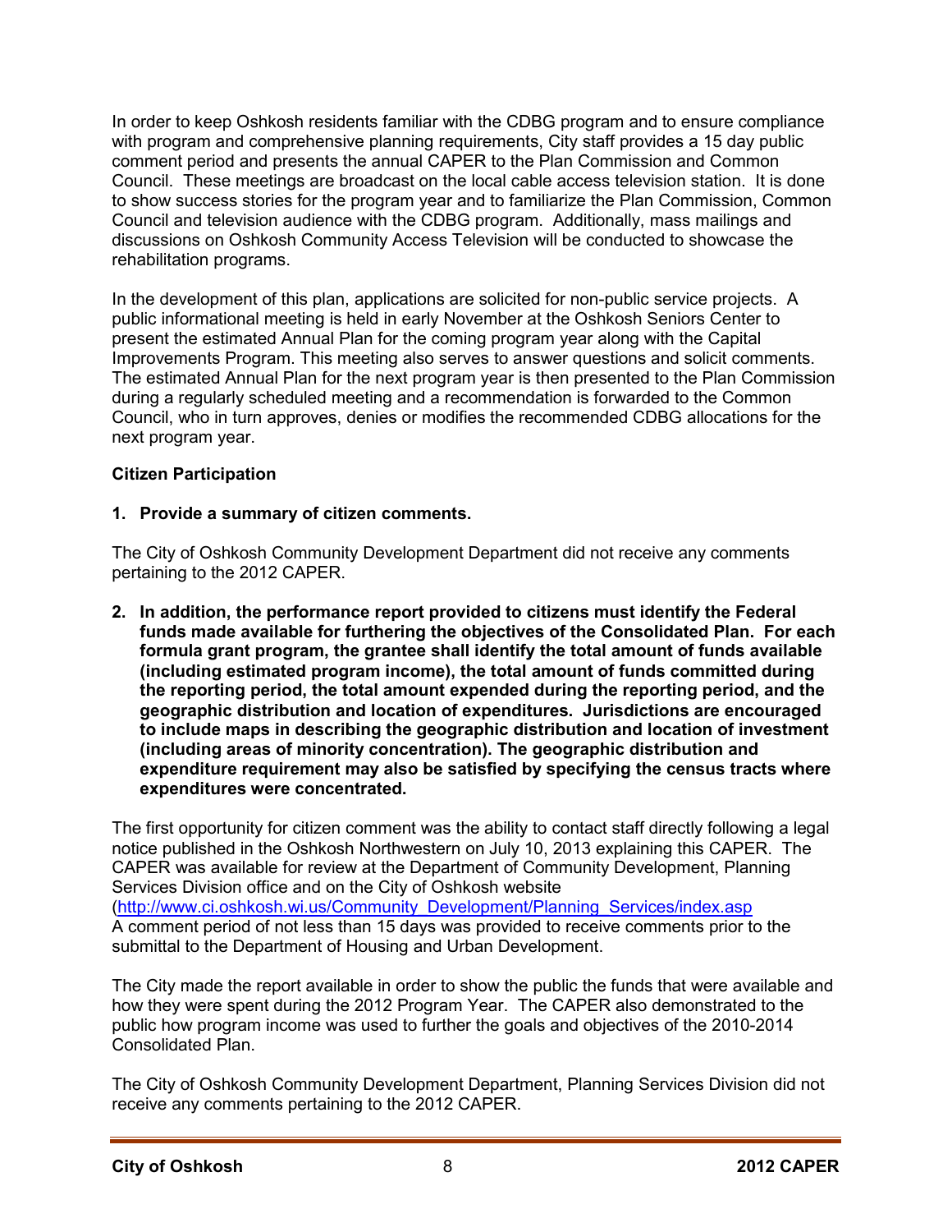In order to keep Oshkosh residents familiar with the CDBG program and to ensure compliance with program and comprehensive planning requirements, City staff provides a 15 day public comment period and presents the annual CAPER to the Plan Commission and Common Council. These meetings are broadcast on the local cable access television station. It is done to show success stories for the program year and to familiarize the Plan Commission, Common Council and television audience with the CDBG program. Additionally, mass mailings and discussions on Oshkosh Community Access Television will be conducted to showcase the rehabilitation programs.

In the development of this plan, applications are solicited for non-public service projects. A public informational meeting is held in early November at the Oshkosh Seniors Center to present the estimated Annual Plan for the coming program year along with the Capital Improvements Program. This meeting also serves to answer questions and solicit comments. The estimated Annual Plan for the next program year is then presented to the Plan Commission during a regularly scheduled meeting and a recommendation is forwarded to the Common Council, who in turn approves, denies or modifies the recommended CDBG allocations for the next program year.

**Citizen Participation**

**1. Provide a summary of citizen comments.**

The City of Oshkosh Community Development Department did not receive any comments pertaining to the 2012 CAPER.

**2. In addition, the performance report provided to citizens must identify the Federal funds made available for furthering the objectives of the Consolidated Plan. For each formula grant program, the grantee shall identify the total amount of funds available (including estimated program income), the total amount of funds committed during the reporting period, the total amount expended during the reporting period, and the geographic distribution and location of expenditures. Jurisdictions are encouraged to include maps in describing the geographic distribution and location of investment (including areas of minority concentration). The geographic distribution and expenditure requirement may also be satisfied by specifying the census tracts where expenditures were concentrated.**

The first opportunity for citizen comment was the ability to contact staff directly following a legal notice published in the Oshkosh Northwestern on July 10, 2013 explaining this CAPER. The CAPER was available for review at the Department of Community Development, Planning Services Division office and on the City of Oshkosh website (http://www.ci.oshkosh.wi.us/Community_Development/Planning_Services/index.asp
A comment period of not less than 15 days was provided to receive comments prior to the submittal to the Department of Housing and Urban Development.

The City made the report available in order to show the public the funds that were available and how they were spent during the 2012 Program Year. The CAPER also demonstrated to the public how program income was used to further the goals and objectives of the 2010-2014 Consolidated Plan.

The City of Oshkosh Community Development Department, Planning Services Division did not receive any comments pertaining to the 2012 CAPER.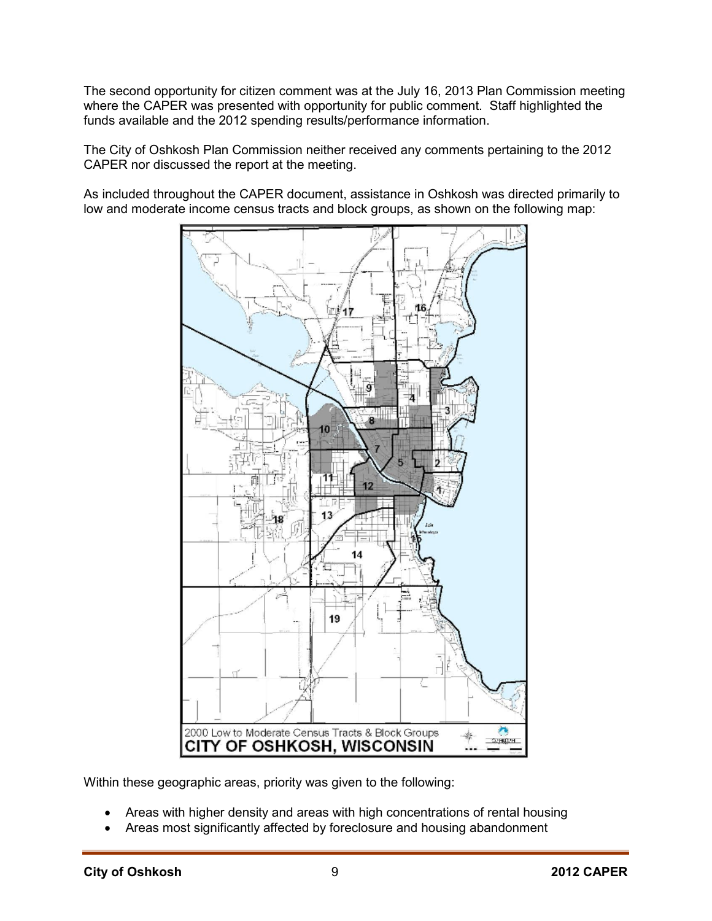The second opportunity for citizen comment was at the July 16, 2013 Plan Commission meeting where the CAPER was presented with opportunity for public comment. Staff highlighted the funds available and the 2012 spending results/performance information.

The City of Oshkosh Plan Commission neither received any comments pertaining to the 2012 CAPER nor discussed the report at the meeting.

As included throughout the CAPER document, assistance in Oshkosh was directed primarily to low and moderate income census tracts and block groups, as shown on the following map:

2000 Low to Moderate Census Tracts & Block Groups
CITY OF OSHKOSH, WISCONSIN

Within these geographic areas, priority was given to the following:

- Areas with higher density and areas with high concentrations of rental housing
- Areas most significantly affected by foreclosure and housing abandonment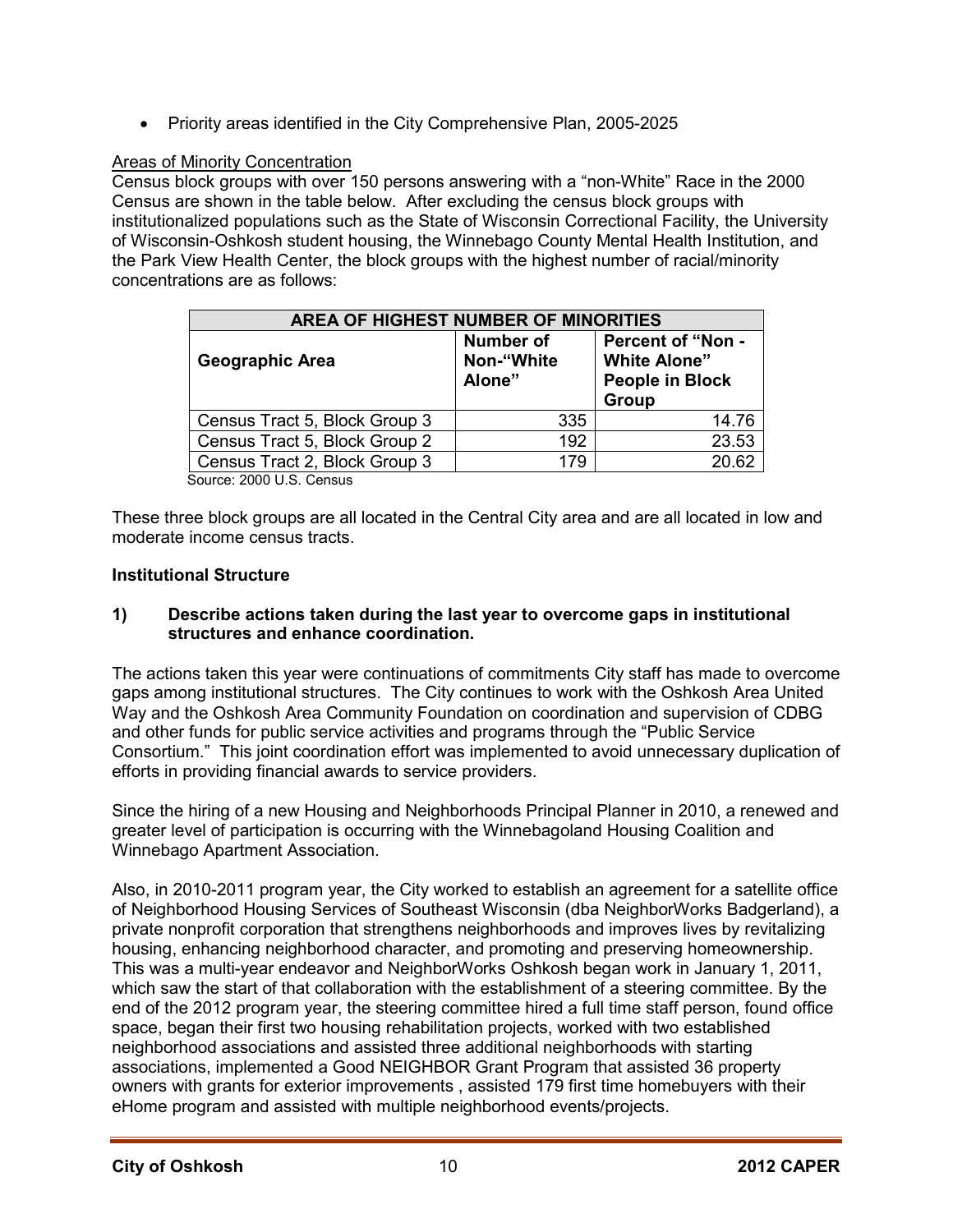- Priority areas identified in the City Comprehensive Plan, 2005-2025

Areas of Minority Concentration

Census block groups with over 150 persons answering with a "non-White" Race in the 2000 Census are shown in the table below. After excluding the census block groups with institutionalized populations such as the State of Wisconsin Correctional Facility, the University of Wisconsin-Oshkosh student housing, the Winnebago County Mental Health Institution, and the Park View Health Center, the block groups with the highest number of racial/minority concentrations are as follows:

| AREA OF HIGHEST NUMBER OF MINORITIES | | |
|---|---|---|
| **Geographic Area** | **Number of Non-"White Alone"** | **Percent of "Non - White Alone" People in Block Group** |
| Census Tract 5, Block Group 3 | 335 | 14.76 |
| Census Tract 5, Block Group 2 | 192 | 23.53 |
| Census Tract 2, Block Group 3 | 179 | 20.62 |

Source: 2000 U.S. Census

These three block groups are all located in the Central City area and are all located in low and moderate income census tracts.

**Institutional Structure**

**1) Describe actions taken during the last year to overcome gaps in institutional structures and enhance coordination.**

The actions taken this year were continuations of commitments City staff has made to overcome gaps among institutional structures. The City continues to work with the Oshkosh Area United Way and the Oshkosh Area Community Foundation on coordination and supervision of CDBG and other funds for public service activities and programs through the "Public Service Consortium." This joint coordination effort was implemented to avoid unnecessary duplication of efforts in providing financial awards to service providers.

Since the hiring of a new Housing and Neighborhoods Principal Planner in 2010, a renewed and greater level of participation is occurring with the Winnebagoland Housing Coalition and Winnebago Apartment Association.

Also, in 2010-2011 program year, the City worked to establish an agreement for a satellite office of Neighborhood Housing Services of Southeast Wisconsin (dba NeighborWorks Badgerland), a private nonprofit corporation that strengthens neighborhoods and improves lives by revitalizing housing, enhancing neighborhood character, and promoting and preserving homeownership. This was a multi-year endeavor and NeighborWorks Oshkosh began work in January 1, 2011, which saw the start of that collaboration with the establishment of a steering committee. By the end of the 2012 program year, the steering committee hired a full time staff person, found office space, began their first two housing rehabilitation projects, worked with two established neighborhood associations and assisted three additional neighborhoods with starting associations, implemented a Good NEIGHBOR Grant Program that assisted 36 property owners with grants for exterior improvements , assisted 179 first time homebuyers with their eHome program and assisted with multiple neighborhood events/projects.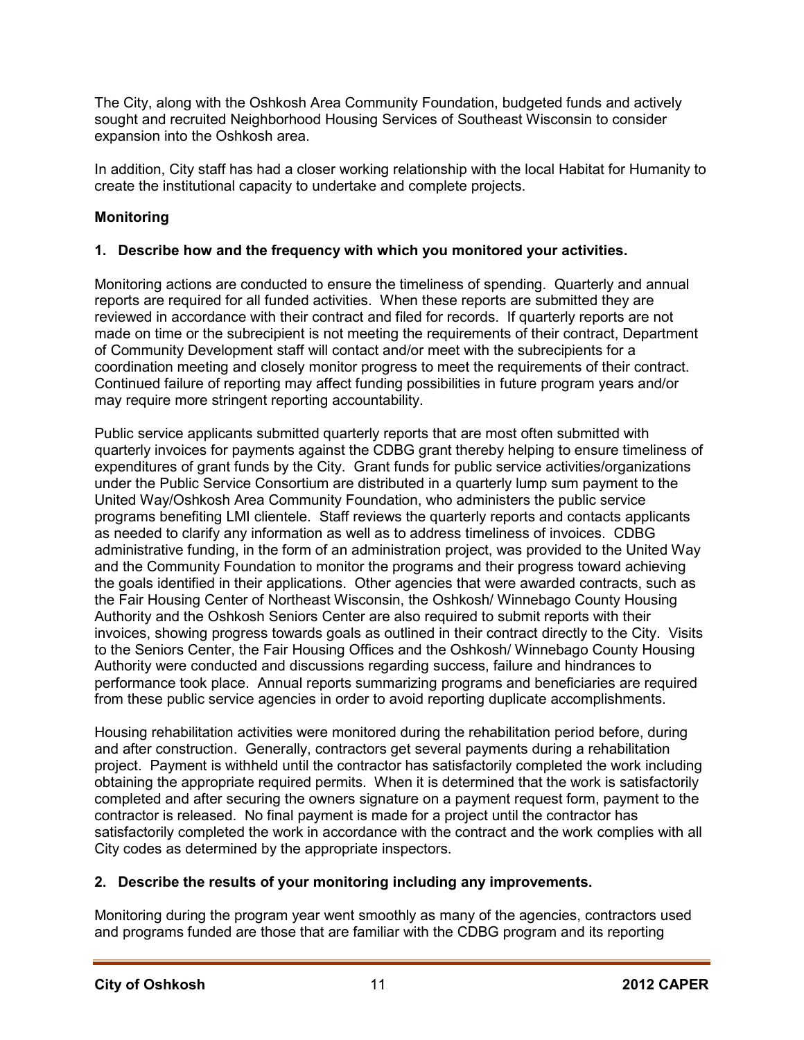The City, along with the Oshkosh Area Community Foundation, budgeted funds and actively sought and recruited Neighborhood Housing Services of Southeast Wisconsin to consider expansion into the Oshkosh area.

In addition, City staff has had a closer working relationship with the local Habitat for Humanity to create the institutional capacity to undertake and complete projects.

**Monitoring**

**1. Describe how and the frequency with which you monitored your activities.**

Monitoring actions are conducted to ensure the timeliness of spending. Quarterly and annual reports are required for all funded activities. When these reports are submitted they are reviewed in accordance with their contract and filed for records. If quarterly reports are not made on time or the subrecipient is not meeting the requirements of their contract, Department of Community Development staff will contact and/or meet with the subrecipients for a coordination meeting and closely monitor progress to meet the requirements of their contract. Continued failure of reporting may affect funding possibilities in future program years and/or may require more stringent reporting accountability.

Public service applicants submitted quarterly reports that are most often submitted with quarterly invoices for payments against the CDBG grant thereby helping to ensure timeliness of expenditures of grant funds by the City. Grant funds for public service activities/organizations under the Public Service Consortium are distributed in a quarterly lump sum payment to the United Way/Oshkosh Area Community Foundation, who administers the public service programs benefiting LMI clientele. Staff reviews the quarterly reports and contacts applicants as needed to clarify any information as well as to address timeliness of invoices. CDBG administrative funding, in the form of an administration project, was provided to the United Way and the Community Foundation to monitor the programs and their progress toward achieving the goals identified in their applications. Other agencies that were awarded contracts, such as the Fair Housing Center of Northeast Wisconsin, the Oshkosh/ Winnebago County Housing Authority and the Oshkosh Seniors Center are also required to submit reports with their invoices, showing progress towards goals as outlined in their contract directly to the City. Visits to the Seniors Center, the Fair Housing Offices and the Oshkosh/ Winnebago County Housing Authority were conducted and discussions regarding success, failure and hindrances to performance took place. Annual reports summarizing programs and beneficiaries are required from these public service agencies in order to avoid reporting duplicate accomplishments.

Housing rehabilitation activities were monitored during the rehabilitation period before, during and after construction. Generally, contractors get several payments during a rehabilitation project. Payment is withheld until the contractor has satisfactorily completed the work including obtaining the appropriate required permits. When it is determined that the work is satisfactorily completed and after securing the owners signature on a payment request form, payment to the contractor is released. No final payment is made for a project until the contractor has satisfactorily completed the work in accordance with the contract and the work complies with all City codes as determined by the appropriate inspectors.

**2. Describe the results of your monitoring including any improvements.**

Monitoring during the program year went smoothly as many of the agencies, contractors used and programs funded are those that are familiar with the CDBG program and its reporting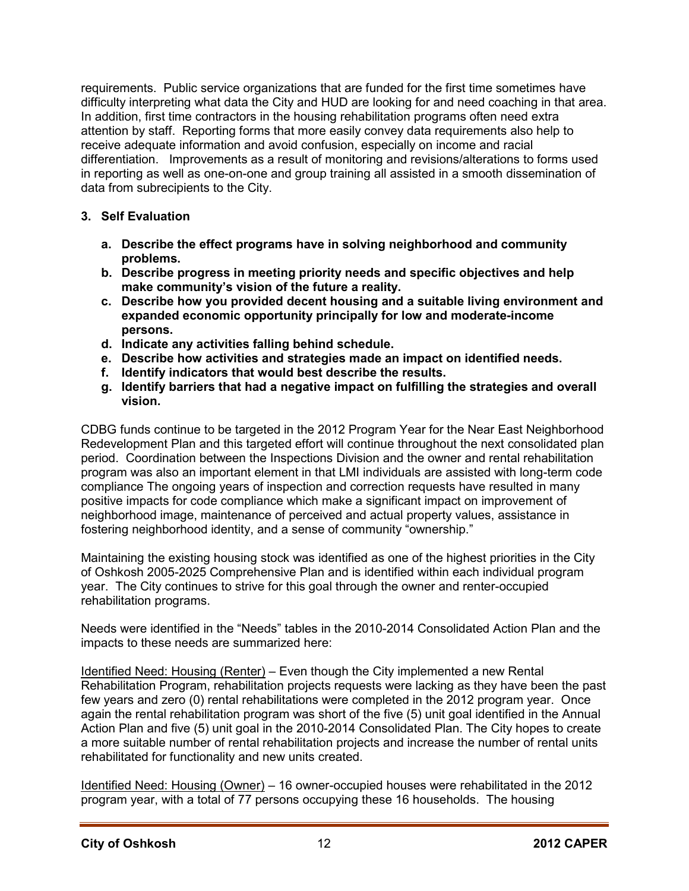requirements. Public service organizations that are funded for the first time sometimes have difficulty interpreting what data the City and HUD are looking for and need coaching in that area. In addition, first time contractors in the housing rehabilitation programs often need extra attention by staff. Reporting forms that more easily convey data requirements also help to receive adequate information and avoid confusion, especially on income and racial differentiation. Improvements as a result of monitoring and revisions/alterations to forms used in reporting as well as one-on-one and group training all assisted in a smooth dissemination of data from subrecipients to the City.

**3. Self Evaluation**

- **a. Describe the effect programs have in solving neighborhood and community problems.**
- **b. Describe progress in meeting priority needs and specific objectives and help make community's vision of the future a reality.**
- **c. Describe how you provided decent housing and a suitable living environment and expanded economic opportunity principally for low and moderate-income persons.**
- **d. Indicate any activities falling behind schedule.**
- **e. Describe how activities and strategies made an impact on identified needs.**
- **f. Identify indicators that would best describe the results.**
- **g. Identify barriers that had a negative impact on fulfilling the strategies and overall vision.**

CDBG funds continue to be targeted in the 2012 Program Year for the Near East Neighborhood Redevelopment Plan and this targeted effort will continue throughout the next consolidated plan period. Coordination between the Inspections Division and the owner and rental rehabilitation program was also an important element in that LMI individuals are assisted with long-term code compliance The ongoing years of inspection and correction requests have resulted in many positive impacts for code compliance which make a significant impact on improvement of neighborhood image, maintenance of perceived and actual property values, assistance in fostering neighborhood identity, and a sense of community "ownership."

Maintaining the existing housing stock was identified as one of the highest priorities in the City of Oshkosh 2005-2025 Comprehensive Plan and is identified within each individual program year. The City continues to strive for this goal through the owner and renter-occupied rehabilitation programs.

Needs were identified in the "Needs" tables in the 2010-2014 Consolidated Action Plan and the impacts to these needs are summarized here:

Identified Need: Housing (Renter) – Even though the City implemented a new Rental Rehabilitation Program, rehabilitation projects requests were lacking as they have been the past few years and zero (0) rental rehabilitations were completed in the 2012 program year. Once again the rental rehabilitation program was short of the five (5) unit goal identified in the Annual Action Plan and five (5) unit goal in the 2010-2014 Consolidated Plan. The City hopes to create a more suitable number of rental rehabilitation projects and increase the number of rental units rehabilitated for functionality and new units created.

Identified Need: Housing (Owner) – 16 owner-occupied houses were rehabilitated in the 2012 program year, with a total of 77 persons occupying these 16 households. The housing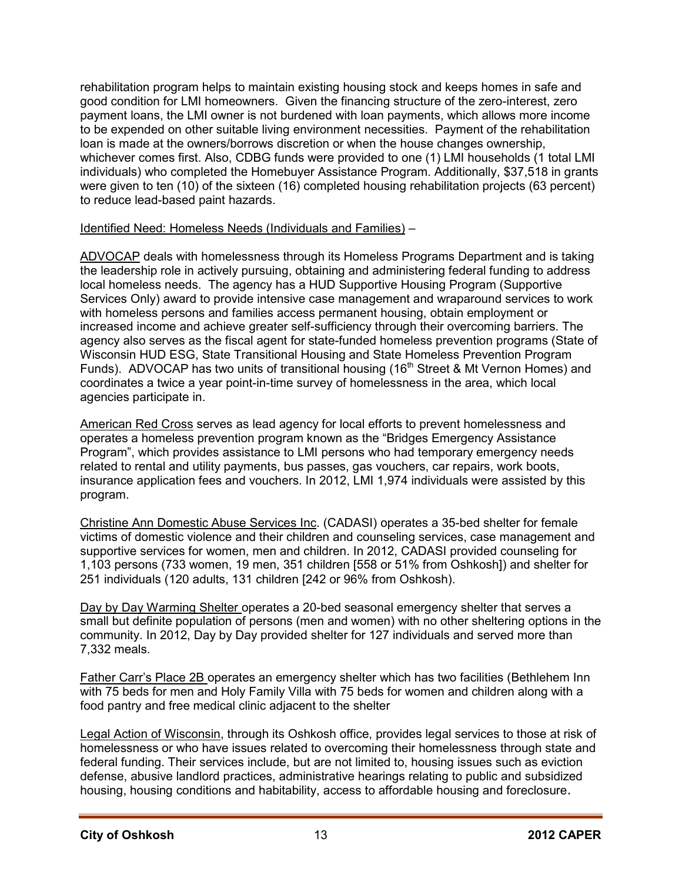rehabilitation program helps to maintain existing housing stock and keeps homes in safe and good condition for LMI homeowners. Given the financing structure of the zero-interest, zero payment loans, the LMI owner is not burdened with loan payments, which allows more income to be expended on other suitable living environment necessities. Payment of the rehabilitation loan is made at the owners/borrows discretion or when the house changes ownership, whichever comes first. Also, CDBG funds were provided to one (1) LMI households (1 total LMI individuals) who completed the Homebuyer Assistance Program. Additionally, $37,518 in grants were given to ten (10) of the sixteen (16) completed housing rehabilitation projects (63 percent) to reduce lead-based paint hazards.

Identified Need: Homeless Needs (Individuals and Families) –

ADVOCAP deals with homelessness through its Homeless Programs Department and is taking the leadership role in actively pursuing, obtaining and administering federal funding to address local homeless needs. The agency has a HUD Supportive Housing Program (Supportive Services Only) award to provide intensive case management and wraparound services to work with homeless persons and families access permanent housing, obtain employment or increased income and achieve greater self-sufficiency through their overcoming barriers. The agency also serves as the fiscal agent for state-funded homeless prevention programs (State of Wisconsin HUD ESG, State Transitional Housing and State Homeless Prevention Program Funds). ADVOCAP has two units of transitional housing (16th Street & Mt Vernon Homes) and coordinates a twice a year point-in-time survey of homelessness in the area, which local agencies participate in.

American Red Cross serves as lead agency for local efforts to prevent homelessness and operates a homeless prevention program known as the "Bridges Emergency Assistance Program", which provides assistance to LMI persons who had temporary emergency needs related to rental and utility payments, bus passes, gas vouchers, car repairs, work boots, insurance application fees and vouchers. In 2012, LMI 1,974 individuals were assisted by this program.

Christine Ann Domestic Abuse Services Inc. (CADASI) operates a 35-bed shelter for female victims of domestic violence and their children and counseling services, case management and supportive services for women, men and children. In 2012, CADASI provided counseling for 1,103 persons (733 women, 19 men, 351 children [558 or 51% from Oshkosh]) and shelter for 251 individuals (120 adults, 131 children [242 or 96% from Oshkosh).

Day by Day Warming Shelter operates a 20-bed seasonal emergency shelter that serves a small but definite population of persons (men and women) with no other sheltering options in the community. In 2012, Day by Day provided shelter for 127 individuals and served more than 7,332 meals.

Father Carr's Place 2B operates an emergency shelter which has two facilities (Bethlehem Inn with 75 beds for men and Holy Family Villa with 75 beds for women and children along with a food pantry and free medical clinic adjacent to the shelter

Legal Action of Wisconsin, through its Oshkosh office, provides legal services to those at risk of homelessness or who have issues related to overcoming their homelessness through state and federal funding. Their services include, but are not limited to, housing issues such as eviction defense, abusive landlord practices, administrative hearings relating to public and subsidized housing, housing conditions and habitability, access to affordable housing and foreclosure.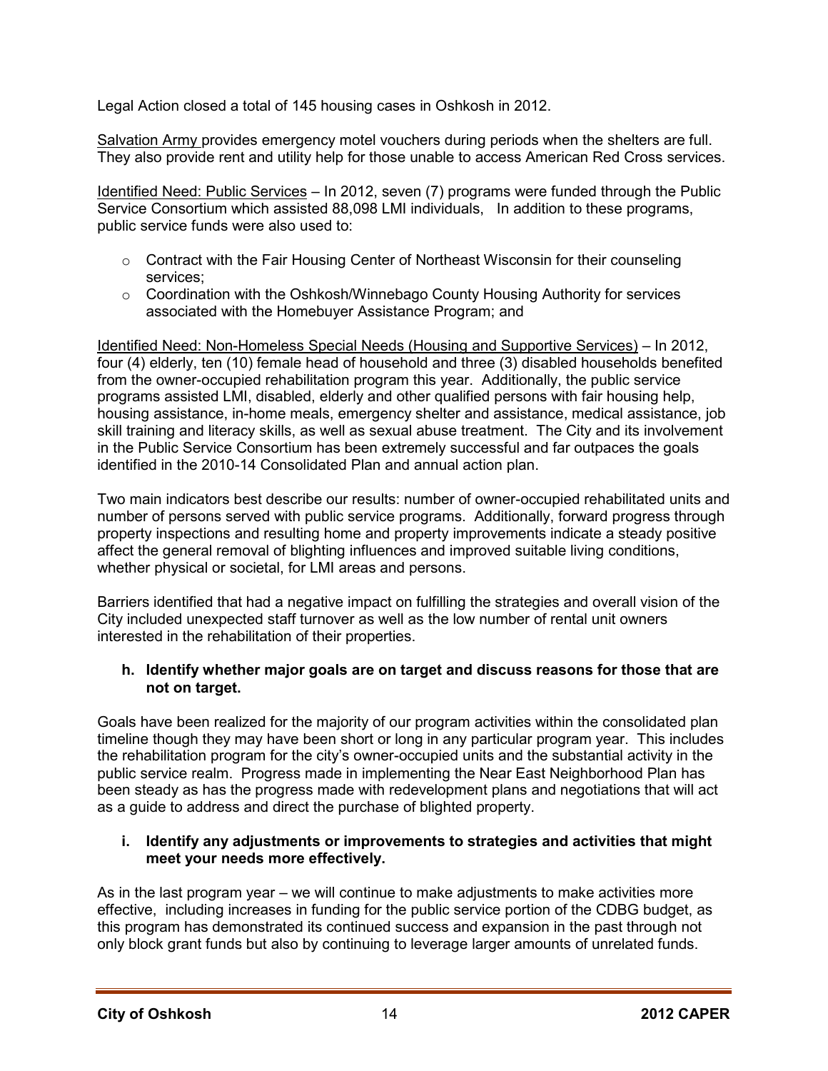Legal Action closed a total of 145 housing cases in Oshkosh in 2012.

Salvation Army provides emergency motel vouchers during periods when the shelters are full. They also provide rent and utility help for those unable to access American Red Cross services.

Identified Need: Public Services – In 2012, seven (7) programs were funded through the Public Service Consortium which assisted 88,098 LMI individuals, In addition to these programs, public service funds were also used to:

- Contract with the Fair Housing Center of Northeast Wisconsin for their counseling services;
- Coordination with the Oshkosh/Winnebago County Housing Authority for services associated with the Homebuyer Assistance Program; and

Identified Need: Non-Homeless Special Needs (Housing and Supportive Services) – In 2012, four (4) elderly, ten (10) female head of household and three (3) disabled households benefited from the owner-occupied rehabilitation program this year. Additionally, the public service programs assisted LMI, disabled, elderly and other qualified persons with fair housing help, housing assistance, in-home meals, emergency shelter and assistance, medical assistance, job skill training and literacy skills, as well as sexual abuse treatment. The City and its involvement in the Public Service Consortium has been extremely successful and far outpaces the goals identified in the 2010-14 Consolidated Plan and annual action plan.

Two main indicators best describe our results: number of owner-occupied rehabilitated units and number of persons served with public service programs. Additionally, forward progress through property inspections and resulting home and property improvements indicate a steady positive affect the general removal of blighting influences and improved suitable living conditions, whether physical or societal, for LMI areas and persons.

Barriers identified that had a negative impact on fulfilling the strategies and overall vision of the City included unexpected staff turnover as well as the low number of rental unit owners interested in the rehabilitation of their properties.

**h. Identify whether major goals are on target and discuss reasons for those that are not on target.**

Goals have been realized for the majority of our program activities within the consolidated plan timeline though they may have been short or long in any particular program year. This includes the rehabilitation program for the city's owner-occupied units and the substantial activity in the public service realm. Progress made in implementing the Near East Neighborhood Plan has been steady as has the progress made with redevelopment plans and negotiations that will act as a guide to address and direct the purchase of blighted property.

**i. Identify any adjustments or improvements to strategies and activities that might meet your needs more effectively.**

As in the last program year – we will continue to make adjustments to make activities more effective, including increases in funding for the public service portion of the CDBG budget, as this program has demonstrated its continued success and expansion in the past through not only block grant funds but also by continuing to leverage larger amounts of unrelated funds.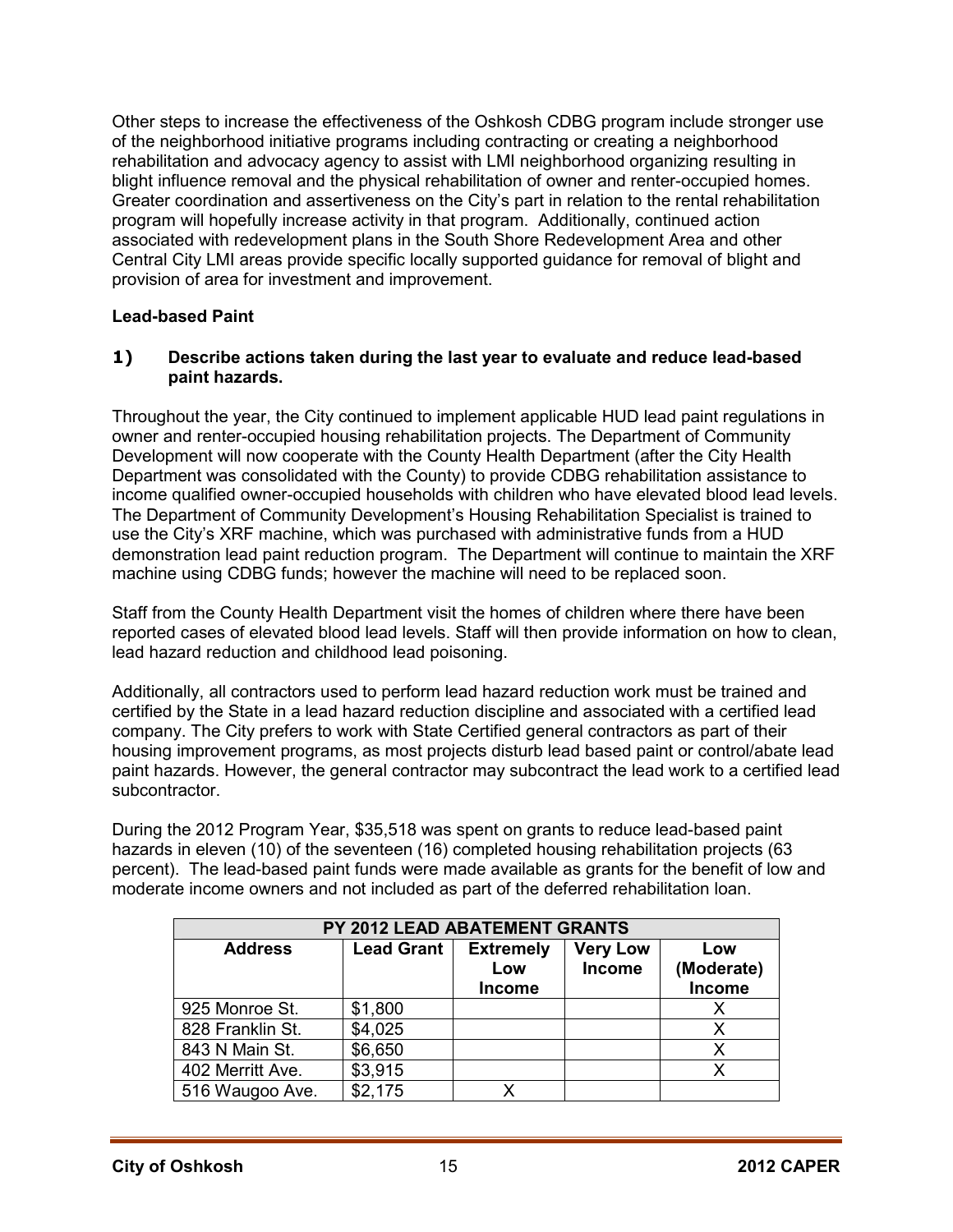Other steps to increase the effectiveness of the Oshkosh CDBG program include stronger use of the neighborhood initiative programs including contracting or creating a neighborhood rehabilitation and advocacy agency to assist with LMI neighborhood organizing resulting in blight influence removal and the physical rehabilitation of owner and renter-occupied homes. Greater coordination and assertiveness on the City's part in relation to the rental rehabilitation program will hopefully increase activity in that program. Additionally, continued action associated with redevelopment plans in the South Shore Redevelopment Area and other Central City LMI areas provide specific locally supported guidance for removal of blight and provision of area for investment and improvement.

**Lead-based Paint**

**1) Describe actions taken during the last year to evaluate and reduce lead-based paint hazards.**

Throughout the year, the City continued to implement applicable HUD lead paint regulations in owner and renter-occupied housing rehabilitation projects. The Department of Community Development will now cooperate with the County Health Department (after the City Health Department was consolidated with the County) to provide CDBG rehabilitation assistance to income qualified owner-occupied households with children who have elevated blood lead levels. The Department of Community Development's Housing Rehabilitation Specialist is trained to use the City's XRF machine, which was purchased with administrative funds from a HUD demonstration lead paint reduction program. The Department will continue to maintain the XRF machine using CDBG funds; however the machine will need to be replaced soon.

Staff from the County Health Department visit the homes of children where there have been reported cases of elevated blood lead levels. Staff will then provide information on how to clean, lead hazard reduction and childhood lead poisoning.

Additionally, all contractors used to perform lead hazard reduction work must be trained and certified by the State in a lead hazard reduction discipline and associated with a certified lead company. The City prefers to work with State Certified general contractors as part of their housing improvement programs, as most projects disturb lead based paint or control/abate lead paint hazards. However, the general contractor may subcontract the lead work to a certified lead subcontractor.

During the 2012 Program Year, $35,518 was spent on grants to reduce lead-based paint hazards in eleven (10) of the seventeen (16) completed housing rehabilitation projects (63 percent). The lead-based paint funds were made available as grants for the benefit of low and moderate income owners and not included as part of the deferred rehabilitation loan.

| PY 2012 LEAD ABATEMENT GRANTS | | | | |
|---|---|---|---|---|
| Address | Lead Grant | Extremely Low Income | Very Low Income | Low (Moderate) Income |
| 925 Monroe St. | $1,800 | | | X |
| 828 Franklin St. | $4,025 | | | X |
| 843 N Main St. | $6,650 | | | X |
| 402 Merritt Ave. | $3,915 | | | X |
| 516 Waugoo Ave. | $2,175 | X | | |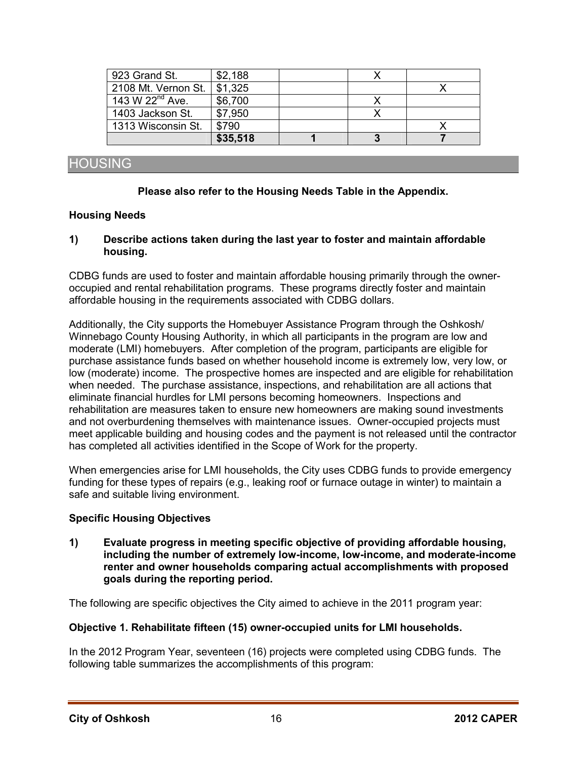| | | | | |
|---|---|---|---|---|
| 923 Grand St. | $2,188 | | X | |
| 2108 Mt. Vernon St. | $1,325 | | | X |
| 143 W $22^{nd}$ Ave. | $6,700 | | X | |
| 1403 Jackson St. | $7,950 | | X | |
| 1313 Wisconsin St. | $790 | | | X |
| | **$35,518** | **1** | **3** | **7** |

## HOUSING

**Please also refer to the Housing Needs Table in the Appendix.**

**Housing Needs**

**1) Describe actions taken during the last year to foster and maintain affordable housing.**

CDBG funds are used to foster and maintain affordable housing primarily through the owner-occupied and rental rehabilitation programs. These programs directly foster and maintain affordable housing in the requirements associated with CDBG dollars.

Additionally, the City supports the Homebuyer Assistance Program through the Oshkosh/ Winnebago County Housing Authority, in which all participants in the program are low and moderate (LMI) homebuyers. After completion of the program, participants are eligible for purchase assistance funds based on whether household income is extremely low, very low, or low (moderate) income. The prospective homes are inspected and are eligible for rehabilitation when needed. The purchase assistance, inspections, and rehabilitation are all actions that eliminate financial hurdles for LMI persons becoming homeowners. Inspections and rehabilitation are measures taken to ensure new homeowners are making sound investments and not overburdening themselves with maintenance issues. Owner-occupied projects must meet applicable building and housing codes and the payment is not released until the contractor has completed all activities identified in the Scope of Work for the property.

When emergencies arise for LMI households, the City uses CDBG funds to provide emergency funding for these types of repairs (e.g., leaking roof or furnace outage in winter) to maintain a safe and suitable living environment.

**Specific Housing Objectives**

**1) Evaluate progress in meeting specific objective of providing affordable housing, including the number of extremely low-income, low-income, and moderate-income renter and owner households comparing actual accomplishments with proposed goals during the reporting period.**

The following are specific objectives the City aimed to achieve in the 2011 program year:

**Objective 1. Rehabilitate fifteen (15) owner-occupied units for LMI households.**

In the 2012 Program Year, seventeen (16) projects were completed using CDBG funds. The following table summarizes the accomplishments of this program: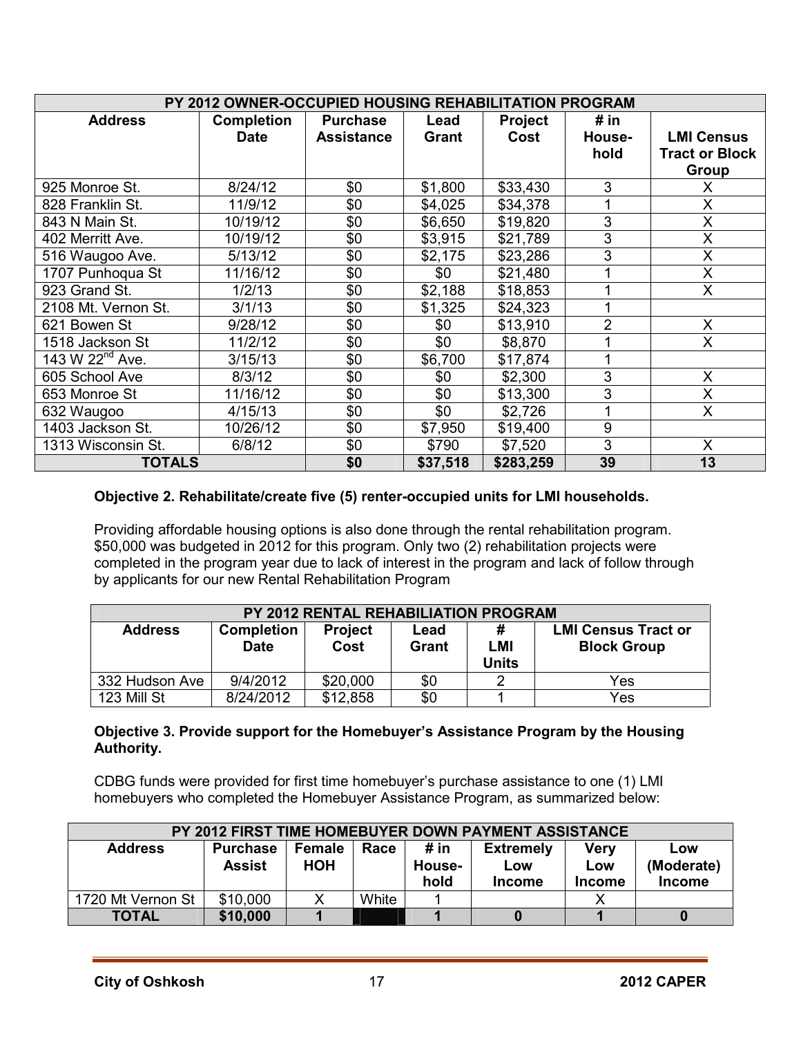| PY 2012 OWNER-OCCUPIED HOUSING REHABILITATION PROGRAM | | | | | | |
|---|---|---|---|---|---|---|
| **Address** | **Completion Date** | **Purchase Assistance** | **Lead Grant** | **Project Cost** | **# in House-hold** | **LMI Census Tract or Block Group** |
| 925 Monroe St. | 8/24/12 | $0 | $1,800 | $33,430 | 3 | X |
| 828 Franklin St. | 11/9/12 | $0 | $4,025 | $34,378 | 1 | X |
| 843 N Main St. | 10/19/12 | $0 | $6,650 | $19,820 | 3 | X |
| 402 Merritt Ave. | 10/19/12 | $0 | $3,915 | $21,789 | 3 | X |
| 516 Waugoo Ave. | 5/13/12 | $0 | $2,175 | $23,286 | 3 | X |
| 1707 Punhoqua St | 11/16/12 | $0 | $0 | $21,480 | 1 | X |
| 923 Grand St. | 1/2/13 | $0 | $2,188 | $18,853 | 1 | X |
| 2108 Mt. Vernon St. | 3/1/13 | $0 | $1,325 | $24,323 | 1 | |
| 621 Bowen St | 9/28/12 | $0 | $0 | $13,910 | 2 | X |
| 1518 Jackson St | 11/2/12 | $0 | $0 | $8,870 | 1 | X |
| 143 W 22nd Ave. | 3/15/13 | $0 | $6,700 | $17,874 | 1 | |
| 605 School Ave | 8/3/12 | $0 | $0 | $2,300 | 3 | X |
| 653 Monroe St | 11/16/12 | $0 | $0 | $13,300 | 3 | X |
| 632 Waugoo | 4/15/13 | $0 | $0 | $2,726 | 1 | X |
| 1403 Jackson St. | 10/26/12 | $0 | $7,950 | $19,400 | 9 | |
| 1313 Wisconsin St. | 6/8/12 | $0 | $790 | $7,520 | 3 | X |
| **TOTALS** | | **$0** | **$37,518** | **$283,259** | **39** | **13** |

**Objective 2. Rehabilitate/create five (5) renter-occupied units for LMI households.**

Providing affordable housing options is also done through the rental rehabilitation program. $50,000 was budgeted in 2012 for this program. Only two (2) rehabilitation projects were completed in the program year due to lack of interest in the program and lack of follow through by applicants for our new Rental Rehabilitation Program

| PY 2012 RENTAL REHABILIATION PROGRAM | | | | | |
|---|---|---|---|---|---|
| **Address** | **Completion Date** | **Project Cost** | **Lead Grant** | **# LMI Units** | **LMI Census Tract or Block Group** |
| 332 Hudson Ave | 9/4/2012 | $20,000 | $0 | 2 | Yes |
| 123 Mill St | 8/24/2012 | $12,858 | $0 | 1 | Yes |

**Objective 3. Provide support for the Homebuyer's Assistance Program by the Housing Authority.**

CDBG funds were provided for first time homebuyer's purchase assistance to one (1) LMI homebuyers who completed the Homebuyer Assistance Program, as summarized below:

| PY 2012 FIRST TIME HOMEBUYER DOWN PAYMENT ASSISTANCE | | | | | | | |
|---|---|---|---|---|---|---|---|
| **Address** | **Purchase Assist** | **Female HOH** | **Race** | **# in House-hold** | **Extremely Low Income** | **Very Low Income** | **Low (Moderate) Income** |
| 1720 Mt Vernon St | $10,000 | X | White | 1 | | X | |
| **TOTAL** | **$10,000** | **1** | | **1** | **0** | **1** | **0** |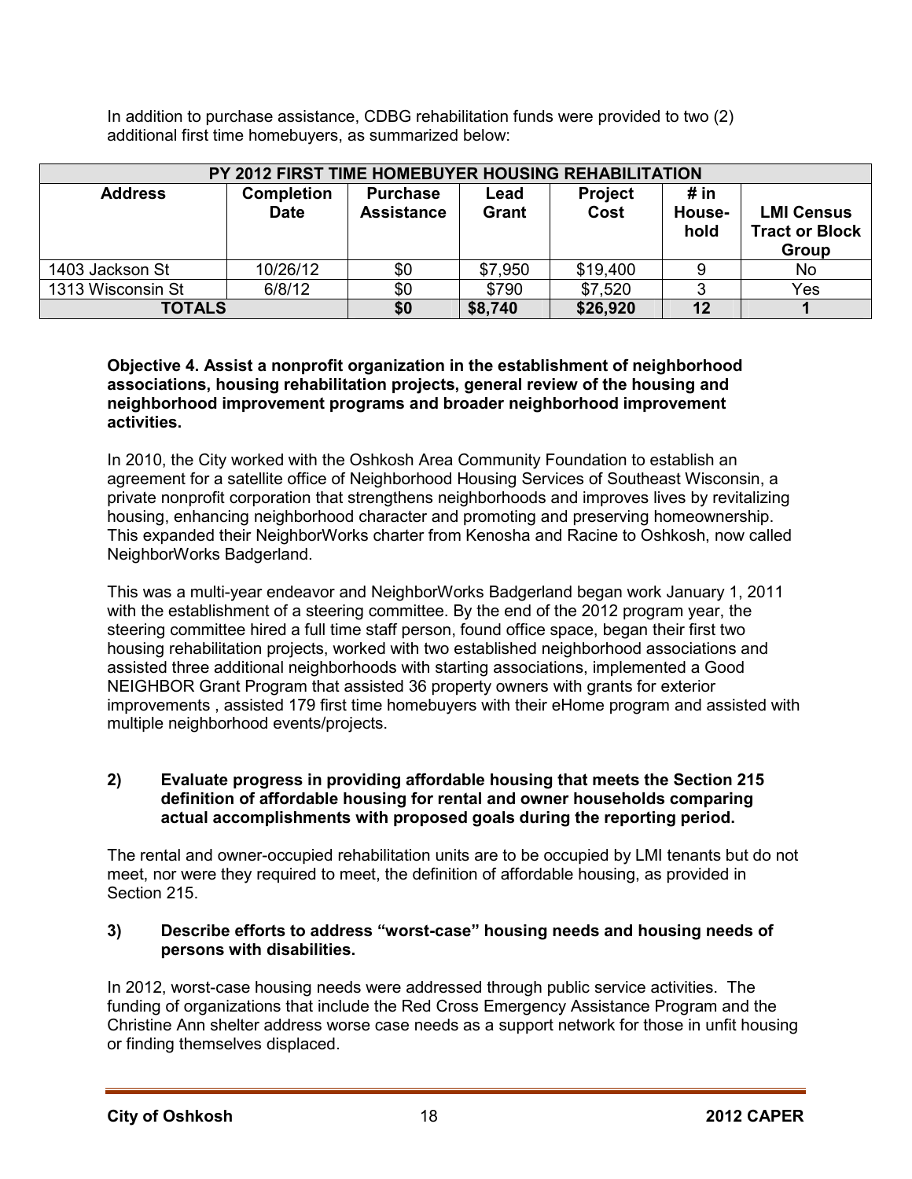In addition to purchase assistance, CDBG rehabilitation funds were provided to two (2) additional first time homebuyers, as summarized below:

| PY 2012 FIRST TIME HOMEBUYER HOUSING REHABILITATION | | | | | | |
|---|---|---|---|---|---|---|
| **Address** | **Completion Date** | **Purchase Assistance** | **Lead Grant** | **Project Cost** | **# in House-hold** | **LMI Census Tract or Block Group** |
| 1403 Jackson St | 10/26/12 | $0 | $7,950 | $19,400 | 9 | No |
| 1313 Wisconsin St | 6/8/12 | $0 | $790 | $7,520 | 3 | Yes |
| **TOTALS** | | **$0** | **$8,740** | **$26,920** | **12** | **1** |

**Objective 4. Assist a nonprofit organization in the establishment of neighborhood associations, housing rehabilitation projects, general review of the housing and neighborhood improvement programs and broader neighborhood improvement activities.**

In 2010, the City worked with the Oshkosh Area Community Foundation to establish an agreement for a satellite office of Neighborhood Housing Services of Southeast Wisconsin, a private nonprofit corporation that strengthens neighborhoods and improves lives by revitalizing housing, enhancing neighborhood character and promoting and preserving homeownership. This expanded their NeighborWorks charter from Kenosha and Racine to Oshkosh, now called NeighborWorks Badgerland.

This was a multi-year endeavor and NeighborWorks Badgerland began work January 1, 2011 with the establishment of a steering committee. By the end of the 2012 program year, the steering committee hired a full time staff person, found office space, began their first two housing rehabilitation projects, worked with two established neighborhood associations and assisted three additional neighborhoods with starting associations, implemented a Good NEIGHBOR Grant Program that assisted 36 property owners with grants for exterior improvements , assisted 179 first time homebuyers with their eHome program and assisted with multiple neighborhood events/projects.

**2) Evaluate progress in providing affordable housing that meets the Section 215 definition of affordable housing for rental and owner households comparing actual accomplishments with proposed goals during the reporting period.**

The rental and owner-occupied rehabilitation units are to be occupied by LMI tenants but do not meet, nor were they required to meet, the definition of affordable housing, as provided in Section 215.

**3) Describe efforts to address "worst-case" housing needs and housing needs of persons with disabilities.**

In 2012, worst-case housing needs were addressed through public service activities. The funding of organizations that include the Red Cross Emergency Assistance Program and the Christine Ann shelter address worse case needs as a support network for those in unfit housing or finding themselves displaced.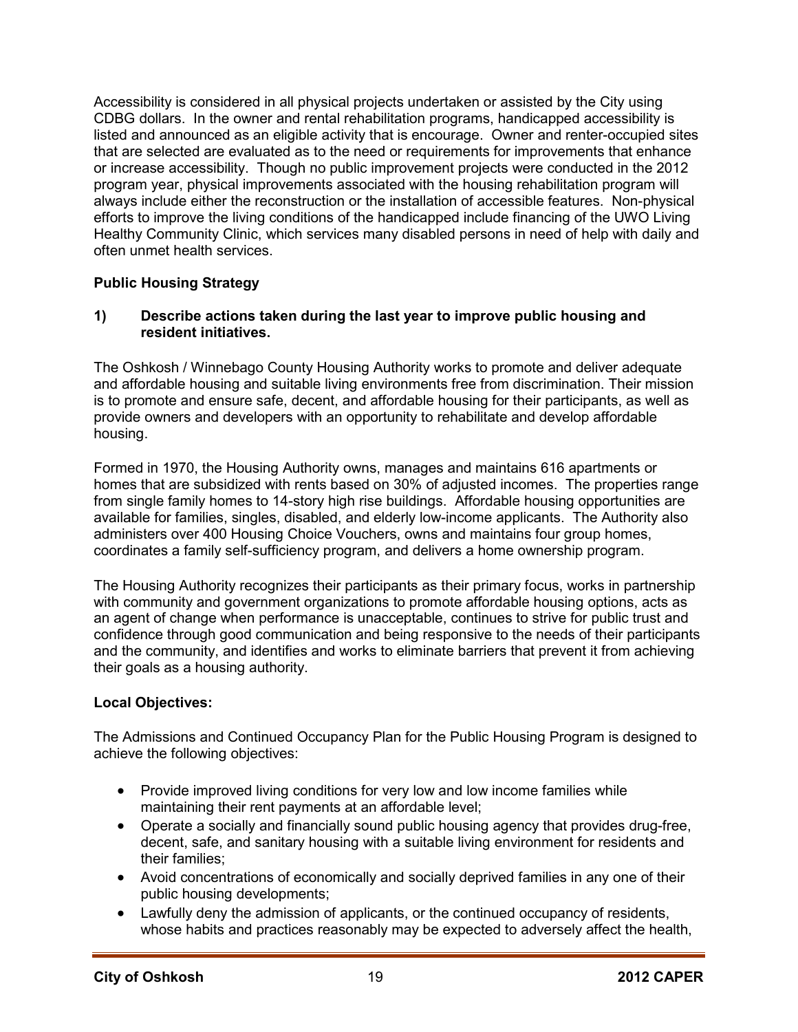Accessibility is considered in all physical projects undertaken or assisted by the City using CDBG dollars. In the owner and rental rehabilitation programs, handicapped accessibility is listed and announced as an eligible activity that is encourage. Owner and renter-occupied sites that are selected are evaluated as to the need or requirements for improvements that enhance or increase accessibility. Though no public improvement projects were conducted in the 2012 program year, physical improvements associated with the housing rehabilitation program will always include either the reconstruction or the installation of accessible features. Non-physical efforts to improve the living conditions of the handicapped include financing of the UWO Living Healthy Community Clinic, which services many disabled persons in need of help with daily and often unmet health services.

**Public Housing Strategy**

**1) Describe actions taken during the last year to improve public housing and resident initiatives.**

The Oshkosh / Winnebago County Housing Authority works to promote and deliver adequate and affordable housing and suitable living environments free from discrimination. Their mission is to promote and ensure safe, decent, and affordable housing for their participants, as well as provide owners and developers with an opportunity to rehabilitate and develop affordable housing.

Formed in 1970, the Housing Authority owns, manages and maintains 616 apartments or homes that are subsidized with rents based on 30% of adjusted incomes. The properties range from single family homes to 14-story high rise buildings. Affordable housing opportunities are available for families, singles, disabled, and elderly low-income applicants. The Authority also administers over 400 Housing Choice Vouchers, owns and maintains four group homes, coordinates a family self-sufficiency program, and delivers a home ownership program.

The Housing Authority recognizes their participants as their primary focus, works in partnership with community and government organizations to promote affordable housing options, acts as an agent of change when performance is unacceptable, continues to strive for public trust and confidence through good communication and being responsive to the needs of their participants and the community, and identifies and works to eliminate barriers that prevent it from achieving their goals as a housing authority.

**Local Objectives:**

The Admissions and Continued Occupancy Plan for the Public Housing Program is designed to achieve the following objectives:

- Provide improved living conditions for very low and low income families while maintaining their rent payments at an affordable level;
- Operate a socially and financially sound public housing agency that provides drug-free, decent, safe, and sanitary housing with a suitable living environment for residents and their families;
- Avoid concentrations of economically and socially deprived families in any one of their public housing developments;
- Lawfully deny the admission of applicants, or the continued occupancy of residents, whose habits and practices reasonably may be expected to adversely affect the health,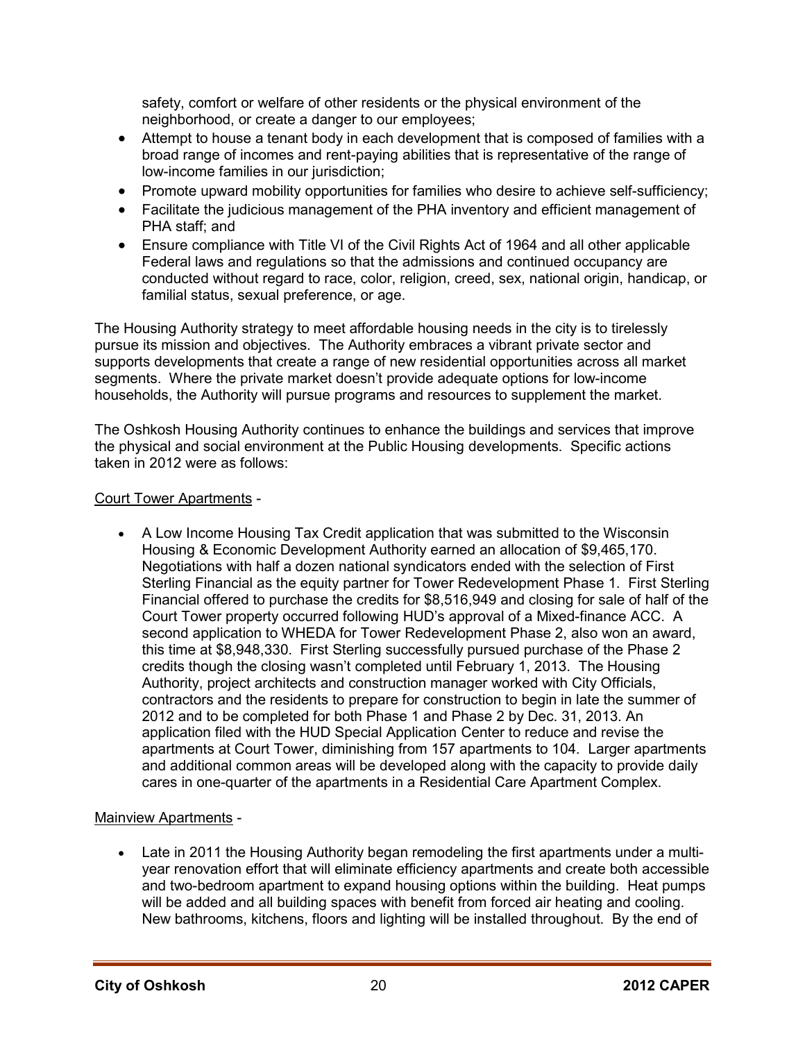safety, comfort or welfare of other residents or the physical environment of the neighborhood, or create a danger to our employees;

- Attempt to house a tenant body in each development that is composed of families with a broad range of incomes and rent-paying abilities that is representative of the range of low-income families in our jurisdiction;
- Promote upward mobility opportunities for families who desire to achieve self-sufficiency;
- Facilitate the judicious management of the PHA inventory and efficient management of PHA staff; and
- Ensure compliance with Title VI of the Civil Rights Act of 1964 and all other applicable Federal laws and regulations so that the admissions and continued occupancy are conducted without regard to race, color, religion, creed, sex, national origin, handicap, or familial status, sexual preference, or age.

The Housing Authority strategy to meet affordable housing needs in the city is to tirelessly pursue its mission and objectives. The Authority embraces a vibrant private sector and supports developments that create a range of new residential opportunities across all market segments. Where the private market doesn't provide adequate options for low-income households, the Authority will pursue programs and resources to supplement the market.

The Oshkosh Housing Authority continues to enhance the buildings and services that improve the physical and social environment at the Public Housing developments. Specific actions taken in 2012 were as follows:

Court Tower Apartments -

- A Low Income Housing Tax Credit application that was submitted to the Wisconsin Housing & Economic Development Authority earned an allocation of $9,465,170. Negotiations with half a dozen national syndicators ended with the selection of First Sterling Financial as the equity partner for Tower Redevelopment Phase 1. First Sterling Financial offered to purchase the credits for $8,516,949 and closing for sale of half of the Court Tower property occurred following HUD's approval of a Mixed-finance ACC. A second application to WHEDA for Tower Redevelopment Phase 2, also won an award, this time at $8,948,330. First Sterling successfully pursued purchase of the Phase 2 credits though the closing wasn't completed until February 1, 2013. The Housing Authority, project architects and construction manager worked with City Officials, contractors and the residents to prepare for construction to begin in late the summer of 2012 and to be completed for both Phase 1 and Phase 2 by Dec. 31, 2013. An application filed with the HUD Special Application Center to reduce and revise the apartments at Court Tower, diminishing from 157 apartments to 104. Larger apartments and additional common areas will be developed along with the capacity to provide daily cares in one-quarter of the apartments in a Residential Care Apartment Complex.

Mainview Apartments -

- Late in 2011 the Housing Authority began remodeling the first apartments under a multi-year renovation effort that will eliminate efficiency apartments and create both accessible and two-bedroom apartment to expand housing options within the building. Heat pumps will be added and all building spaces with benefit from forced air heating and cooling. New bathrooms, kitchens, floors and lighting will be installed throughout. By the end of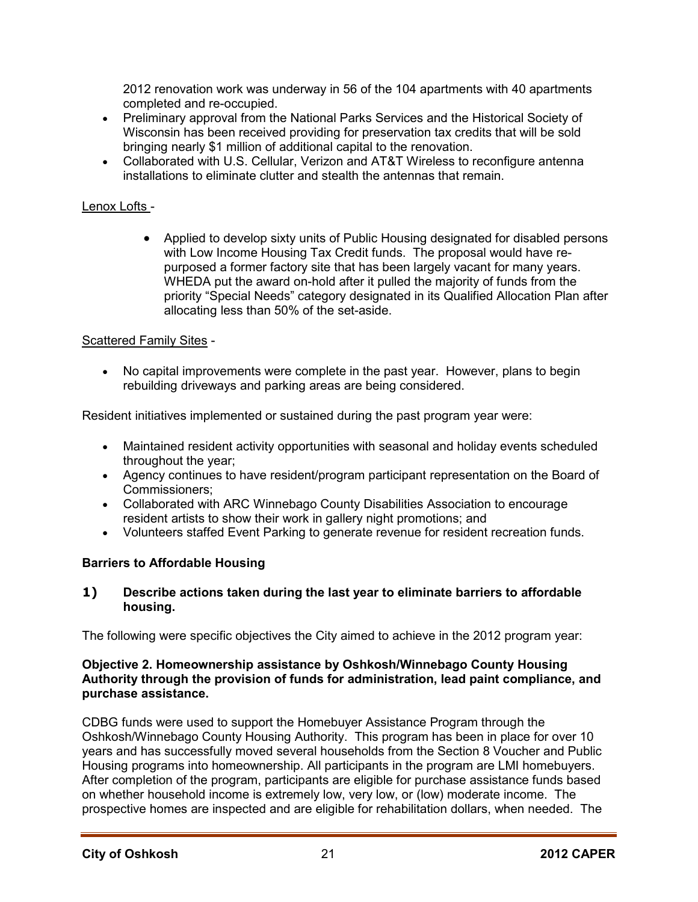2012 renovation work was underway in 56 of the 104 apartments with 40 apartments completed and re-occupied.

- Preliminary approval from the National Parks Services and the Historical Society of Wisconsin has been received providing for preservation tax credits that will be sold bringing nearly $1 million of additional capital to the renovation.
- Collaborated with U.S. Cellular, Verizon and AT&T Wireless to reconfigure antenna installations to eliminate clutter and stealth the antennas that remain.

Lenox Lofts -

- Applied to develop sixty units of Public Housing designated for disabled persons with Low Income Housing Tax Credit funds. The proposal would have re-purposed a former factory site that has been largely vacant for many years. WHEDA put the award on-hold after it pulled the majority of funds from the priority "Special Needs" category designated in its Qualified Allocation Plan after allocating less than 50% of the set-aside.

Scattered Family Sites -

- No capital improvements were complete in the past year. However, plans to begin rebuilding driveways and parking areas are being considered.

Resident initiatives implemented or sustained during the past program year were:

- Maintained resident activity opportunities with seasonal and holiday events scheduled throughout the year;
- Agency continues to have resident/program participant representation on the Board of Commissioners;
- Collaborated with ARC Winnebago County Disabilities Association to encourage resident artists to show their work in gallery night promotions; and
- Volunteers staffed Event Parking to generate revenue for resident recreation funds.

## Barriers to Affordable Housing

**1) Describe actions taken during the last year to eliminate barriers to affordable housing.**

The following were specific objectives the City aimed to achieve in the 2012 program year:

**Objective 2. Homeownership assistance by Oshkosh/Winnebago County Housing Authority through the provision of funds for administration, lead paint compliance, and purchase assistance.**

CDBG funds were used to support the Homebuyer Assistance Program through the Oshkosh/Winnebago County Housing Authority. This program has been in place for over 10 years and has successfully moved several households from the Section 8 Voucher and Public Housing programs into homeownership. All participants in the program are LMI homebuyers. After completion of the program, participants are eligible for purchase assistance funds based on whether household income is extremely low, very low, or (low) moderate income. The prospective homes are inspected and are eligible for rehabilitation dollars, when needed. The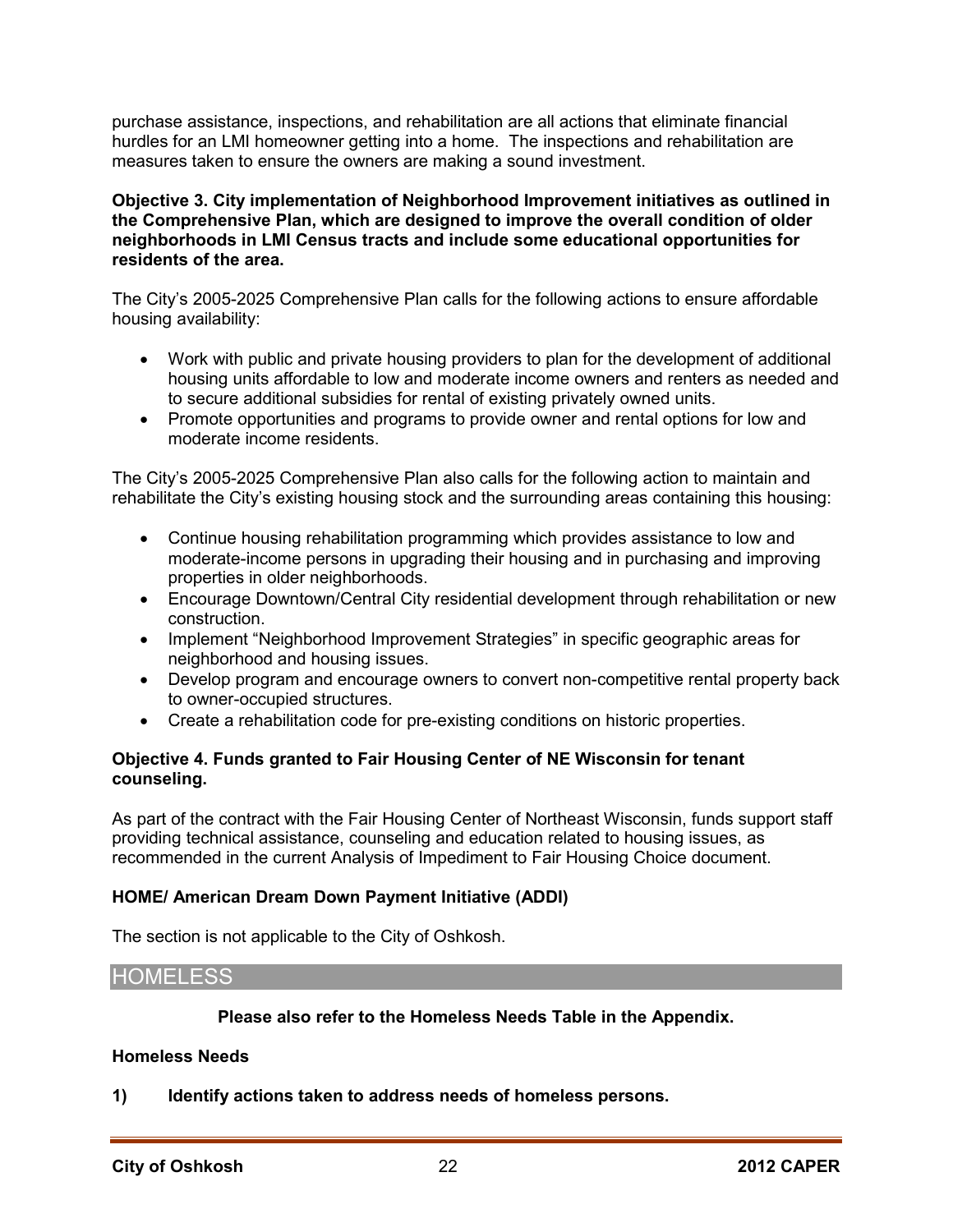purchase assistance, inspections, and rehabilitation are all actions that eliminate financial hurdles for an LMI homeowner getting into a home. The inspections and rehabilitation are measures taken to ensure the owners are making a sound investment.

**Objective 3. City implementation of Neighborhood Improvement initiatives as outlined in the Comprehensive Plan, which are designed to improve the overall condition of older neighborhoods in LMI Census tracts and include some educational opportunities for residents of the area.**

The City's 2005-2025 Comprehensive Plan calls for the following actions to ensure affordable housing availability:

- Work with public and private housing providers to plan for the development of additional housing units affordable to low and moderate income owners and renters as needed and to secure additional subsidies for rental of existing privately owned units.
- Promote opportunities and programs to provide owner and rental options for low and moderate income residents.

The City's 2005-2025 Comprehensive Plan also calls for the following action to maintain and rehabilitate the City's existing housing stock and the surrounding areas containing this housing:

- Continue housing rehabilitation programming which provides assistance to low and moderate-income persons in upgrading their housing and in purchasing and improving properties in older neighborhoods.
- Encourage Downtown/Central City residential development through rehabilitation or new construction.
- Implement "Neighborhood Improvement Strategies" in specific geographic areas for neighborhood and housing issues.
- Develop program and encourage owners to convert non-competitive rental property back to owner-occupied structures.
- Create a rehabilitation code for pre-existing conditions on historic properties.

**Objective 4. Funds granted to Fair Housing Center of NE Wisconsin for tenant counseling.**

As part of the contract with the Fair Housing Center of Northeast Wisconsin, funds support staff providing technical assistance, counseling and education related to housing issues, as recommended in the current Analysis of Impediment to Fair Housing Choice document.

**HOME/ American Dream Down Payment Initiative (ADDI)**

The section is not applicable to the City of Oshkosh.

## HOMELESS

**Please also refer to the Homeless Needs Table in the Appendix.**

**Homeless Needs**

**1) Identify actions taken to address needs of homeless persons.**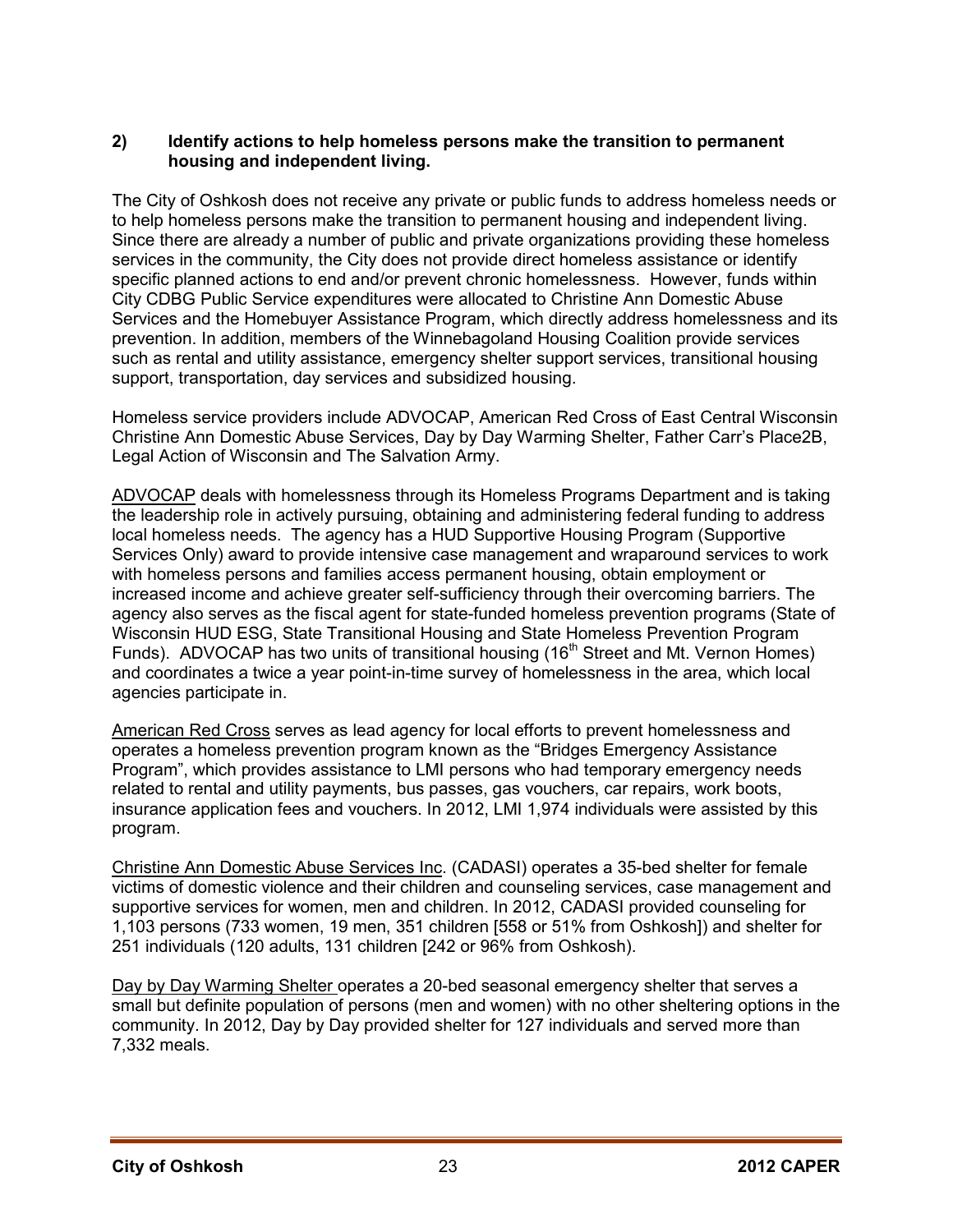**2) Identify actions to help homeless persons make the transition to permanent housing and independent living.**

The City of Oshkosh does not receive any private or public funds to address homeless needs or to help homeless persons make the transition to permanent housing and independent living. Since there are already a number of public and private organizations providing these homeless services in the community, the City does not provide direct homeless assistance or identify specific planned actions to end and/or prevent chronic homelessness. However, funds within City CDBG Public Service expenditures were allocated to Christine Ann Domestic Abuse Services and the Homebuyer Assistance Program, which directly address homelessness and its prevention. In addition, members of the Winnebagoland Housing Coalition provide services such as rental and utility assistance, emergency shelter support services, transitional housing support, transportation, day services and subsidized housing.

Homeless service providers include ADVOCAP, American Red Cross of East Central Wisconsin Christine Ann Domestic Abuse Services, Day by Day Warming Shelter, Father Carr's Place2B, Legal Action of Wisconsin and The Salvation Army.

ADVOCAP deals with homelessness through its Homeless Programs Department and is taking the leadership role in actively pursuing, obtaining and administering federal funding to address local homeless needs. The agency has a HUD Supportive Housing Program (Supportive Services Only) award to provide intensive case management and wraparound services to work with homeless persons and families access permanent housing, obtain employment or increased income and achieve greater self-sufficiency through their overcoming barriers. The agency also serves as the fiscal agent for state-funded homeless prevention programs (State of Wisconsin HUD ESG, State Transitional Housing and State Homeless Prevention Program Funds). ADVOCAP has two units of transitional housing (16th Street and Mt. Vernon Homes) and coordinates a twice a year point-in-time survey of homelessness in the area, which local agencies participate in.

American Red Cross serves as lead agency for local efforts to prevent homelessness and operates a homeless prevention program known as the "Bridges Emergency Assistance Program", which provides assistance to LMI persons who had temporary emergency needs related to rental and utility payments, bus passes, gas vouchers, car repairs, work boots, insurance application fees and vouchers. In 2012, LMI 1,974 individuals were assisted by this program.

Christine Ann Domestic Abuse Services Inc. (CADASI) operates a 35-bed shelter for female victims of domestic violence and their children and counseling services, case management and supportive services for women, men and children. In 2012, CADASI provided counseling for 1,103 persons (733 women, 19 men, 351 children [558 or 51% from Oshkosh]) and shelter for 251 individuals (120 adults, 131 children [242 or 96% from Oshkosh).

Day by Day Warming Shelter operates a 20-bed seasonal emergency shelter that serves a small but definite population of persons (men and women) with no other sheltering options in the community. In 2012, Day by Day provided shelter for 127 individuals and served more than 7,332 meals.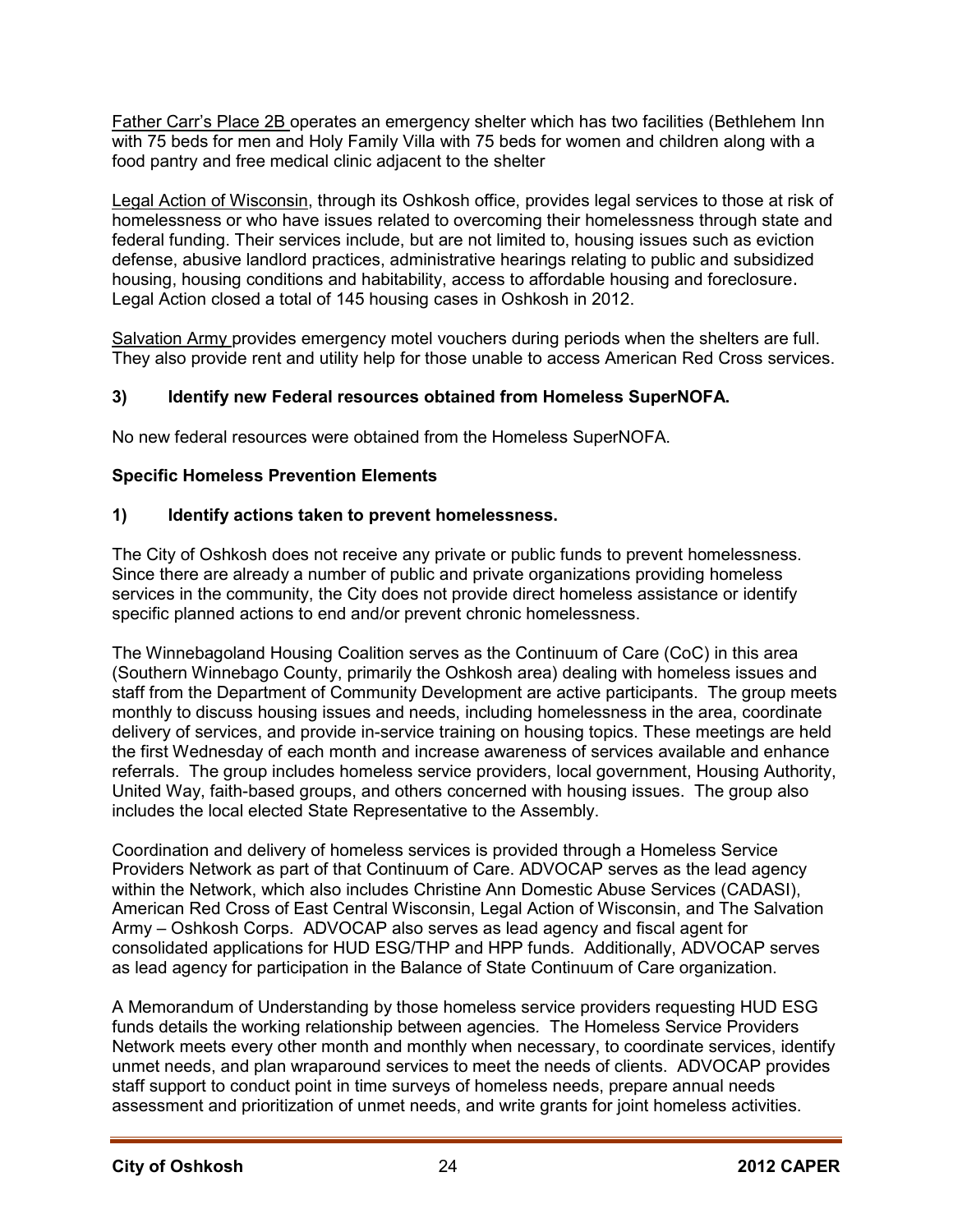Father Carr's Place 2B operates an emergency shelter which has two facilities (Bethlehem Inn with 75 beds for men and Holy Family Villa with 75 beds for women and children along with a food pantry and free medical clinic adjacent to the shelter

Legal Action of Wisconsin, through its Oshkosh office, provides legal services to those at risk of homelessness or who have issues related to overcoming their homelessness through state and federal funding. Their services include, but are not limited to, housing issues such as eviction defense, abusive landlord practices, administrative hearings relating to public and subsidized housing, housing conditions and habitability, access to affordable housing and foreclosure. Legal Action closed a total of 145 housing cases in Oshkosh in 2012.

Salvation Army provides emergency motel vouchers during periods when the shelters are full. They also provide rent and utility help for those unable to access American Red Cross services.

**3) Identify new Federal resources obtained from Homeless SuperNOFA.**

No new federal resources were obtained from the Homeless SuperNOFA.

**Specific Homeless Prevention Elements**

**1) Identify actions taken to prevent homelessness.**

The City of Oshkosh does not receive any private or public funds to prevent homelessness. Since there are already a number of public and private organizations providing homeless services in the community, the City does not provide direct homeless assistance or identify specific planned actions to end and/or prevent chronic homelessness.

The Winnebagoland Housing Coalition serves as the Continuum of Care (CoC) in this area (Southern Winnebago County, primarily the Oshkosh area) dealing with homeless issues and staff from the Department of Community Development are active participants. The group meets monthly to discuss housing issues and needs, including homelessness in the area, coordinate delivery of services, and provide in-service training on housing topics. These meetings are held the first Wednesday of each month and increase awareness of services available and enhance referrals. The group includes homeless service providers, local government, Housing Authority, United Way, faith-based groups, and others concerned with housing issues. The group also includes the local elected State Representative to the Assembly.

Coordination and delivery of homeless services is provided through a Homeless Service Providers Network as part of that Continuum of Care. ADVOCAP serves as the lead agency within the Network, which also includes Christine Ann Domestic Abuse Services (CADASI), American Red Cross of East Central Wisconsin, Legal Action of Wisconsin, and The Salvation Army – Oshkosh Corps. ADVOCAP also serves as lead agency and fiscal agent for consolidated applications for HUD ESG/THP and HPP funds. Additionally, ADVOCAP serves as lead agency for participation in the Balance of State Continuum of Care organization.

A Memorandum of Understanding by those homeless service providers requesting HUD ESG funds details the working relationship between agencies. The Homeless Service Providers Network meets every other month and monthly when necessary, to coordinate services, identify unmet needs, and plan wraparound services to meet the needs of clients. ADVOCAP provides staff support to conduct point in time surveys of homeless needs, prepare annual needs assessment and prioritization of unmet needs, and write grants for joint homeless activities.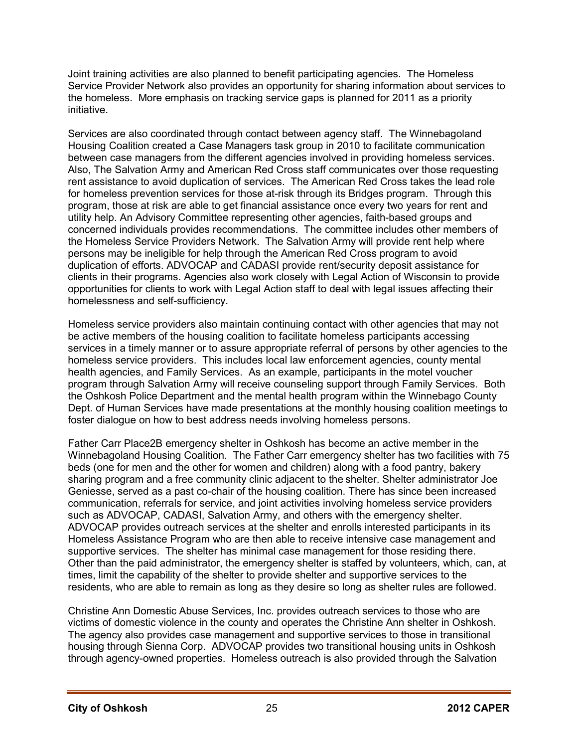Joint training activities are also planned to benefit participating agencies. The Homeless Service Provider Network also provides an opportunity for sharing information about services to the homeless. More emphasis on tracking service gaps is planned for 2011 as a priority initiative.

Services are also coordinated through contact between agency staff. The Winnebagoland Housing Coalition created a Case Managers task group in 2010 to facilitate communication between case managers from the different agencies involved in providing homeless services. Also, The Salvation Army and American Red Cross staff communicates over those requesting rent assistance to avoid duplication of services. The American Red Cross takes the lead role for homeless prevention services for those at-risk through its Bridges program. Through this program, those at risk are able to get financial assistance once every two years for rent and utility help. An Advisory Committee representing other agencies, faith-based groups and concerned individuals provides recommendations. The committee includes other members of the Homeless Service Providers Network. The Salvation Army will provide rent help where persons may be ineligible for help through the American Red Cross program to avoid duplication of efforts. ADVOCAP and CADASI provide rent/security deposit assistance for clients in their programs. Agencies also work closely with Legal Action of Wisconsin to provide opportunities for clients to work with Legal Action staff to deal with legal issues affecting their homelessness and self-sufficiency.

Homeless service providers also maintain continuing contact with other agencies that may not be active members of the housing coalition to facilitate homeless participants accessing services in a timely manner or to assure appropriate referral of persons by other agencies to the homeless service providers. This includes local law enforcement agencies, county mental health agencies, and Family Services. As an example, participants in the motel voucher program through Salvation Army will receive counseling support through Family Services. Both the Oshkosh Police Department and the mental health program within the Winnebago County Dept. of Human Services have made presentations at the monthly housing coalition meetings to foster dialogue on how to best address needs involving homeless persons.

Father Carr Place2B emergency shelter in Oshkosh has become an active member in the Winnebagoland Housing Coalition. The Father Carr emergency shelter has two facilities with 75 beds (one for men and the other for women and children) along with a food pantry, bakery sharing program and a free community clinic adjacent to the shelter. Shelter administrator Joe Geniesse, served as a past co-chair of the housing coalition. There has since been increased communication, referrals for service, and joint activities involving homeless service providers such as ADVOCAP, CADASI, Salvation Army, and others with the emergency shelter. ADVOCAP provides outreach services at the shelter and enrolls interested participants in its Homeless Assistance Program who are then able to receive intensive case management and supportive services. The shelter has minimal case management for those residing there. Other than the paid administrator, the emergency shelter is staffed by volunteers, which, can, at times, limit the capability of the shelter to provide shelter and supportive services to the residents, who are able to remain as long as they desire so long as shelter rules are followed.

Christine Ann Domestic Abuse Services, Inc. provides outreach services to those who are victims of domestic violence in the county and operates the Christine Ann shelter in Oshkosh. The agency also provides case management and supportive services to those in transitional housing through Sienna Corp. ADVOCAP provides two transitional housing units in Oshkosh through agency-owned properties. Homeless outreach is also provided through the Salvation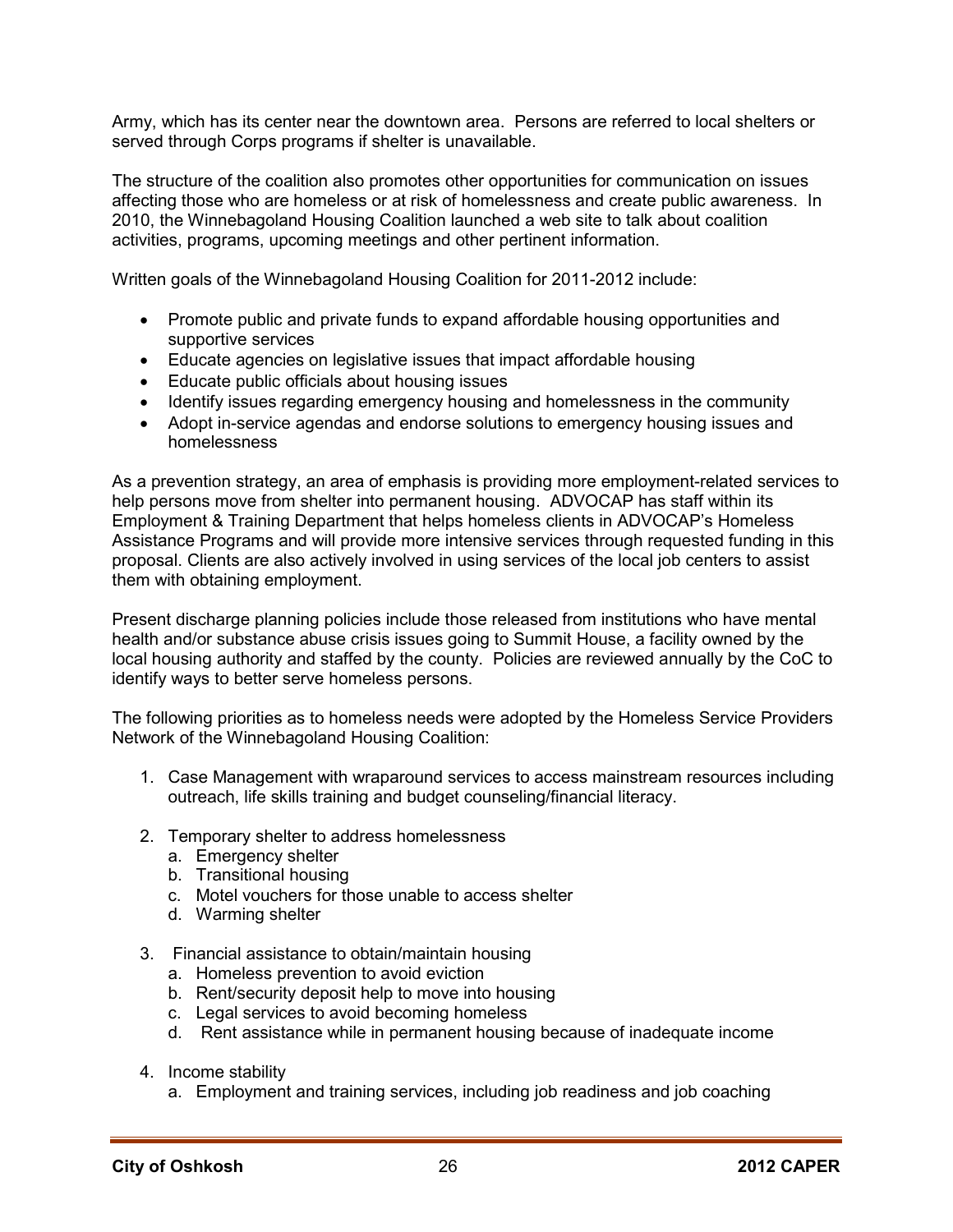Army, which has its center near the downtown area. Persons are referred to local shelters or served through Corps programs if shelter is unavailable.

The structure of the coalition also promotes other opportunities for communication on issues affecting those who are homeless or at risk of homelessness and create public awareness. In 2010, the Winnebagoland Housing Coalition launched a web site to talk about coalition activities, programs, upcoming meetings and other pertinent information.

Written goals of the Winnebagoland Housing Coalition for 2011-2012 include:

- Promote public and private funds to expand affordable housing opportunities and supportive services
- Educate agencies on legislative issues that impact affordable housing
- Educate public officials about housing issues
- Identify issues regarding emergency housing and homelessness in the community
- Adopt in-service agendas and endorse solutions to emergency housing issues and homelessness

As a prevention strategy, an area of emphasis is providing more employment-related services to help persons move from shelter into permanent housing. ADVOCAP has staff within its Employment & Training Department that helps homeless clients in ADVOCAP's Homeless Assistance Programs and will provide more intensive services through requested funding in this proposal. Clients are also actively involved in using services of the local job centers to assist them with obtaining employment.

Present discharge planning policies include those released from institutions who have mental health and/or substance abuse crisis issues going to Summit House, a facility owned by the local housing authority and staffed by the county. Policies are reviewed annually by the CoC to identify ways to better serve homeless persons.

The following priorities as to homeless needs were adopted by the Homeless Service Providers Network of the Winnebagoland Housing Coalition:

1. Case Management with wraparound services to access mainstream resources including outreach, life skills training and budget counseling/financial literacy.

2. Temporary shelter to address homelessness
   a. Emergency shelter
   b. Transitional housing
   c. Motel vouchers for those unable to access shelter
   d. Warming shelter

3. Financial assistance to obtain/maintain housing
   a. Homeless prevention to avoid eviction
   b. Rent/security deposit help to move into housing
   c. Legal services to avoid becoming homeless
   d. Rent assistance while in permanent housing because of inadequate income

4. Income stability
   a. Employment and training services, including job readiness and job coaching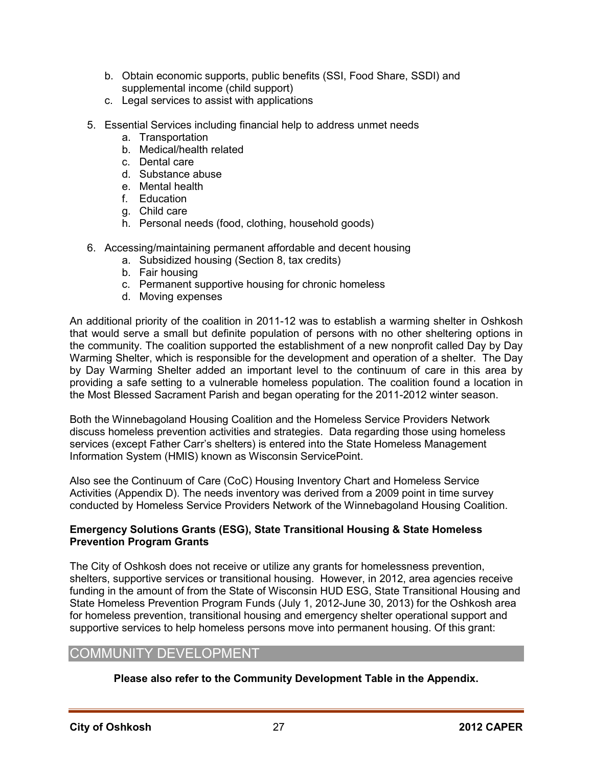b. Obtain economic supports, public benefits (SSI, Food Share, SSDI) and supplemental income (child support)
   c. Legal services to assist with applications

5. Essential Services including financial help to address unmet needs
   a. Transportation
   b. Medical/health related
   c. Dental care
   d. Substance abuse
   e. Mental health
   f. Education
   g. Child care
   h. Personal needs (food, clothing, household goods)

6. Accessing/maintaining permanent affordable and decent housing
   a. Subsidized housing (Section 8, tax credits)
   b. Fair housing
   c. Permanent supportive housing for chronic homeless
   d. Moving expenses

An additional priority of the coalition in 2011-12 was to establish a warming shelter in Oshkosh that would serve a small but definite population of persons with no other sheltering options in the community. The coalition supported the establishment of a new nonprofit called Day by Day Warming Shelter, which is responsible for the development and operation of a shelter. The Day by Day Warming Shelter added an important level to the continuum of care in this area by providing a safe setting to a vulnerable homeless population. The coalition found a location in the Most Blessed Sacrament Parish and began operating for the 2011-2012 winter season.

Both the Winnebagoland Housing Coalition and the Homeless Service Providers Network discuss homeless prevention activities and strategies. Data regarding those using homeless services (except Father Carr's shelters) is entered into the State Homeless Management Information System (HMIS) known as Wisconsin ServicePoint.

Also see the Continuum of Care (CoC) Housing Inventory Chart and Homeless Service Activities (Appendix D). The needs inventory was derived from a 2009 point in time survey conducted by Homeless Service Providers Network of the Winnebagoland Housing Coalition.

**Emergency Solutions Grants (ESG), State Transitional Housing & State Homeless Prevention Program Grants**

The City of Oshkosh does not receive or utilize any grants for homelessness prevention, shelters, supportive services or transitional housing. However, in 2012, area agencies receive funding in the amount of from the State of Wisconsin HUD ESG, State Transitional Housing and State Homeless Prevention Program Funds (July 1, 2012-June 30, 2013) for the Oshkosh area for homeless prevention, transitional housing and emergency shelter operational support and supportive services to help homeless persons move into permanent housing. Of this grant:

## COMMUNITY DEVELOPMENT

**Please also refer to the Community Development Table in the Appendix.**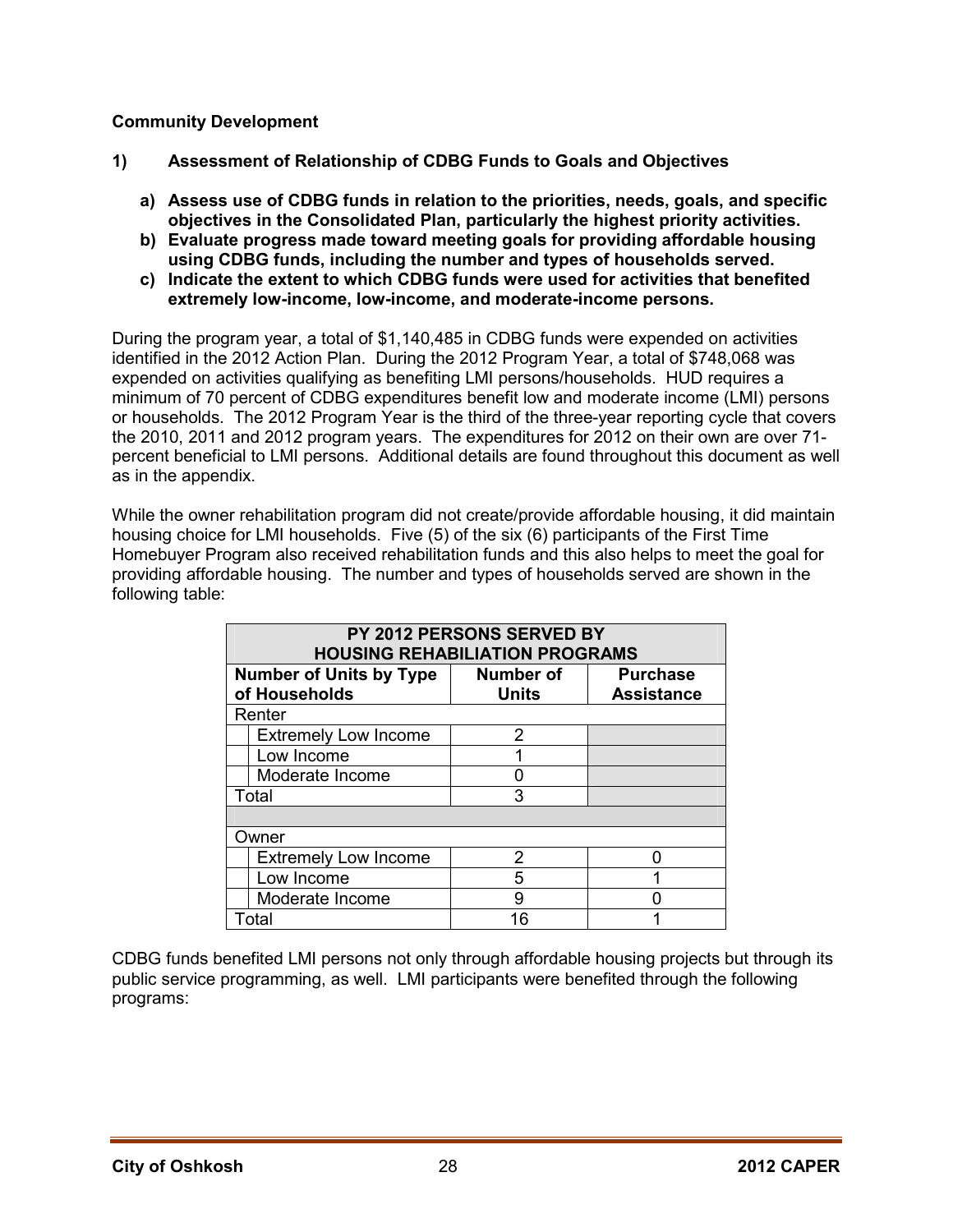**Community Development**

**1) Assessment of Relationship of CDBG Funds to Goals and Objectives**

- **a) Assess use of CDBG funds in relation to the priorities, needs, goals, and specific objectives in the Consolidated Plan, particularly the highest priority activities.**
- **b) Evaluate progress made toward meeting goals for providing affordable housing using CDBG funds, including the number and types of households served.**
- **c) Indicate the extent to which CDBG funds were used for activities that benefited extremely low-income, low-income, and moderate-income persons.**

During the program year, a total of $1,140,485 in CDBG funds were expended on activities identified in the 2012 Action Plan. During the 2012 Program Year, a total of $748,068 was expended on activities qualifying as benefiting LMI persons/households. HUD requires a minimum of 70 percent of CDBG expenditures benefit low and moderate income (LMI) persons or households. The 2012 Program Year is the third of the three-year reporting cycle that covers the 2010, 2011 and 2012 program years. The expenditures for 2012 on their own are over 71-percent beneficial to LMI persons. Additional details are found throughout this document as well as in the appendix.

While the owner rehabilitation program did not create/provide affordable housing, it did maintain housing choice for LMI households. Five (5) of the six (6) participants of the First Time Homebuyer Program also received rehabilitation funds and this also helps to meet the goal for providing affordable housing. The number and types of households served are shown in the following table:

| PY 2012 PERSONS SERVED BY HOUSING REHABILIATION PROGRAMS | | |
|---|---|---|
| **Number of Units by Type of Households** | **Number of Units** | **Purchase Assistance** |
| Renter | | |
| Extremely Low Income | 2 | |
| Low Income | 1 | |
| Moderate Income | 0 | |
| Total | 3 | |
| | | |
| Owner | | |
| Extremely Low Income | 2 | 0 |
| Low Income | 5 | 1 |
| Moderate Income | 9 | 0 |
| Total | 16 | 1 |

CDBG funds benefited LMI persons not only through affordable housing projects but through its public service programming, as well. LMI participants were benefited through the following programs: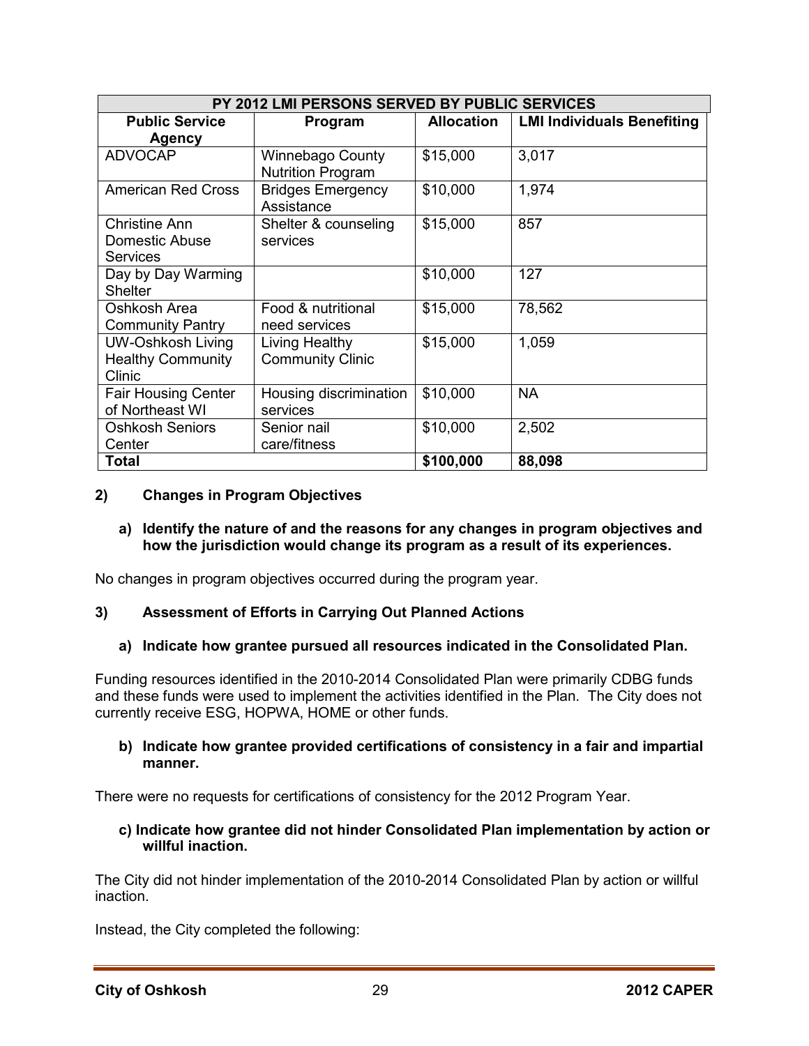| PY 2012 LMI PERSONS SERVED BY PUBLIC SERVICES | | | |
|---|---|---|---|
| **Public Service Agency** | **Program** | **Allocation** | **LMI Individuals Benefiting** |
| ADVOCAP | Winnebago County Nutrition Program | $15,000 | 3,017 |
| American Red Cross | Bridges Emergency Assistance | $10,000 | 1,974 |
| Christine Ann Domestic Abuse Services | Shelter & counseling services | $15,000 | 857 |
| Day by Day Warming Shelter | | $10,000 | 127 |
| Oshkosh Area Community Pantry | Food & nutritional need services | $15,000 | 78,562 |
| UW-Oshkosh Living Healthy Community Clinic | Living Healthy Community Clinic | $15,000 | 1,059 |
| Fair Housing Center of Northeast WI | Housing discrimination services | $10,000 | NA |
| Oshkosh Seniors Center | Senior nail care/fitness | $10,000 | 2,502 |
| **Total** | | **$100,000** | **88,098** |

### 2) Changes in Program Objectives

**a) Identify the nature of and the reasons for any changes in program objectives and how the jurisdiction would change its program as a result of its experiences.**

No changes in program objectives occurred during the program year.

### 3) Assessment of Efforts in Carrying Out Planned Actions

**a) Indicate how grantee pursued all resources indicated in the Consolidated Plan.**

Funding resources identified in the 2010-2014 Consolidated Plan were primarily CDBG funds and these funds were used to implement the activities identified in the Plan. The City does not currently receive ESG, HOPWA, HOME or other funds.

**b) Indicate how grantee provided certifications of consistency in a fair and impartial manner.**

There were no requests for certifications of consistency for the 2012 Program Year.

**c) Indicate how grantee did not hinder Consolidated Plan implementation by action or willful inaction.**

The City did not hinder implementation of the 2010-2014 Consolidated Plan by action or willful inaction.

Instead, the City completed the following: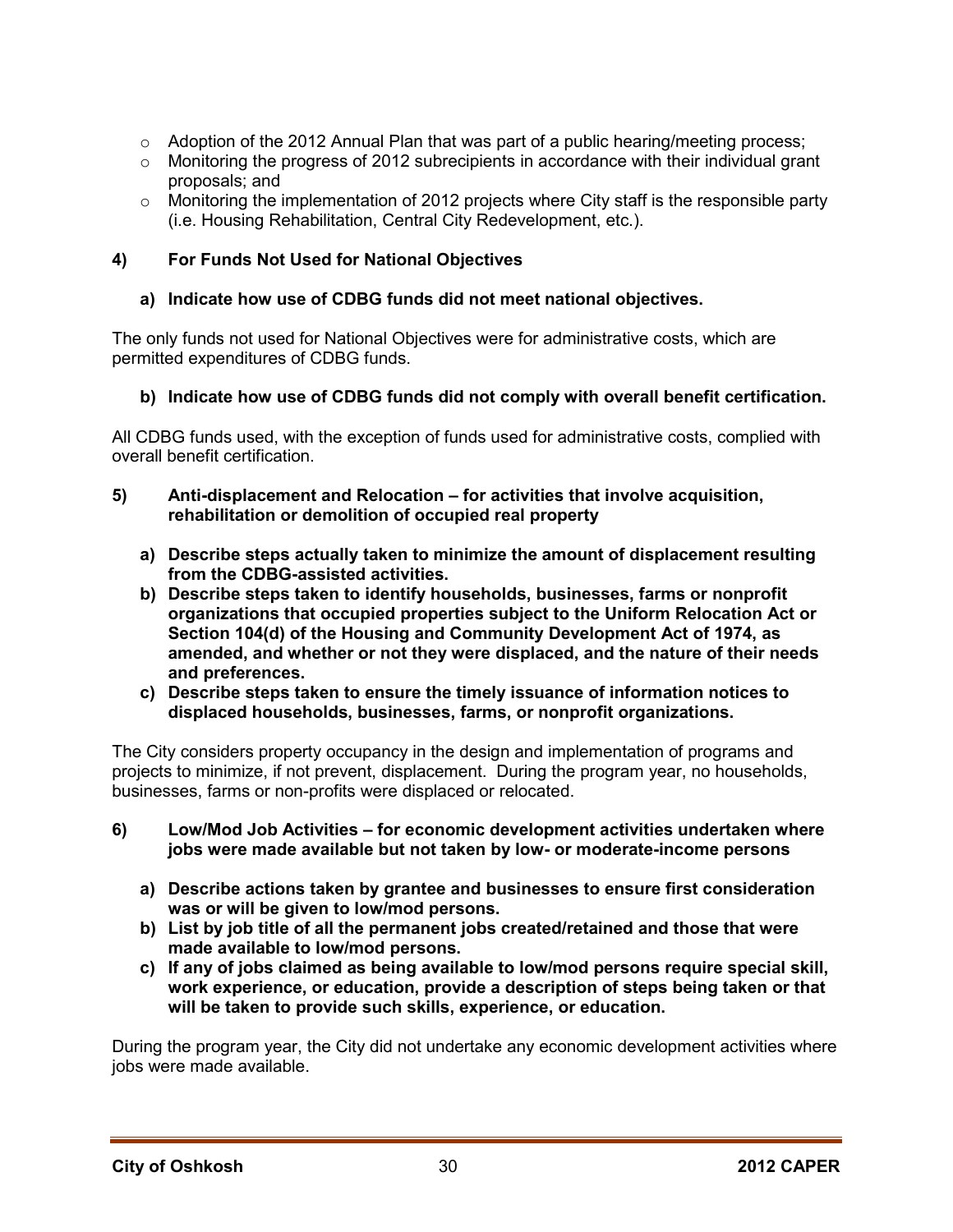- Adoption of the 2012 Annual Plan that was part of a public hearing/meeting process;
- Monitoring the progress of 2012 subrecipients in accordance with their individual grant proposals; and
- Monitoring the implementation of 2012 projects where City staff is the responsible party (i.e. Housing Rehabilitation, Central City Redevelopment, etc.).

**4) For Funds Not Used for National Objectives**

**a) Indicate how use of CDBG funds did not meet national objectives.**

The only funds not used for National Objectives were for administrative costs, which are permitted expenditures of CDBG funds.

**b) Indicate how use of CDBG funds did not comply with overall benefit certification.**

All CDBG funds used, with the exception of funds used for administrative costs, complied with overall benefit certification.

**5) Anti-displacement and Relocation – for activities that involve acquisition, rehabilitation or demolition of occupied real property**

**a) Describe steps actually taken to minimize the amount of displacement resulting from the CDBG-assisted activities.**

**b) Describe steps taken to identify households, businesses, farms or nonprofit organizations that occupied properties subject to the Uniform Relocation Act or Section 104(d) of the Housing and Community Development Act of 1974, as amended, and whether or not they were displaced, and the nature of their needs and preferences.**

**c) Describe steps taken to ensure the timely issuance of information notices to displaced households, businesses, farms, or nonprofit organizations.**

The City considers property occupancy in the design and implementation of programs and projects to minimize, if not prevent, displacement. During the program year, no households, businesses, farms or non-profits were displaced or relocated.

**6) Low/Mod Job Activities – for economic development activities undertaken where jobs were made available but not taken by low- or moderate-income persons**

**a) Describe actions taken by grantee and businesses to ensure first consideration was or will be given to low/mod persons.**

**b) List by job title of all the permanent jobs created/retained and those that were made available to low/mod persons.**

**c) If any of jobs claimed as being available to low/mod persons require special skill, work experience, or education, provide a description of steps being taken or that will be taken to provide such skills, experience, or education.**

During the program year, the City did not undertake any economic development activities where jobs were made available.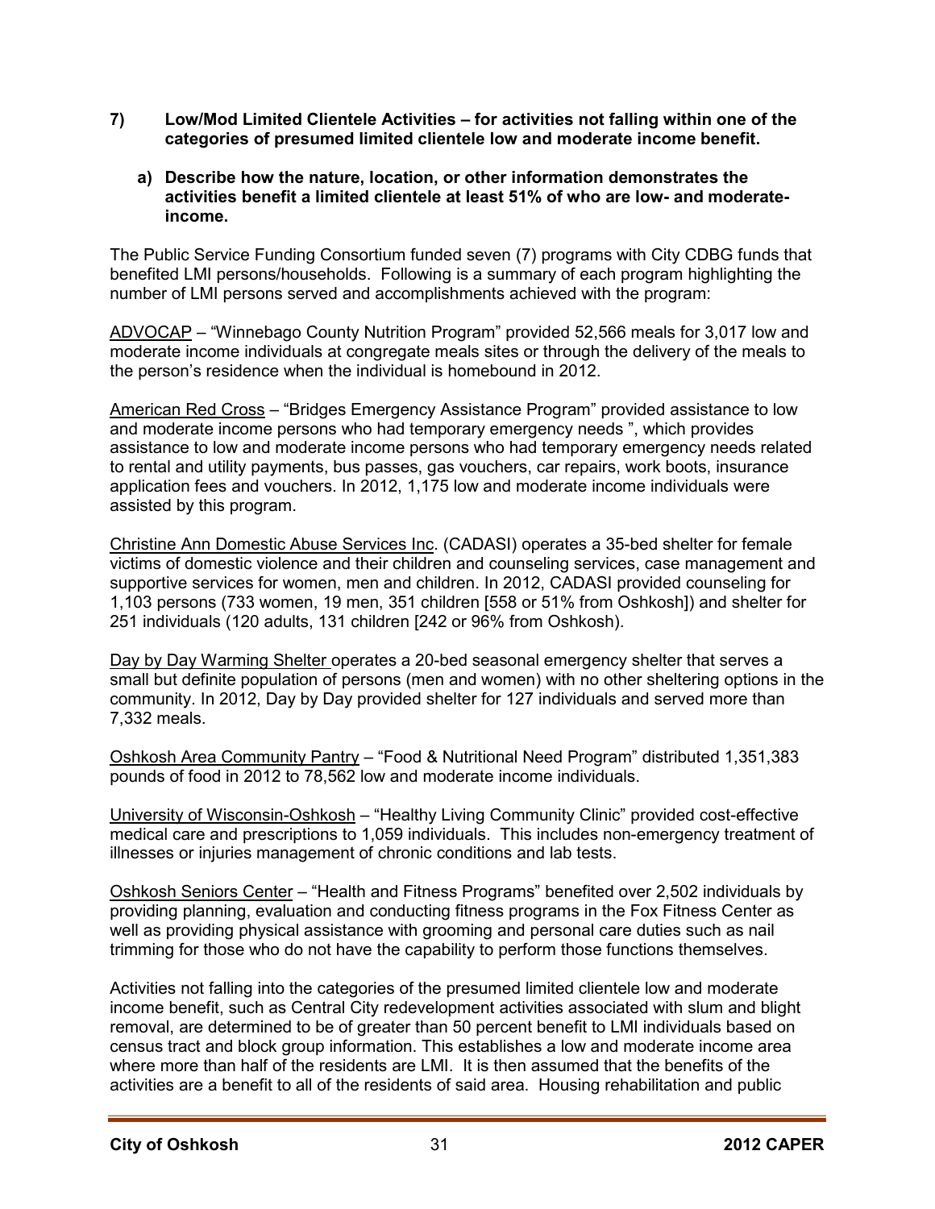**7) Low/Mod Limited Clientele Activities – for activities not falling within one of the categories of presumed limited clientele low and moderate income benefit.**

**a) Describe how the nature, location, or other information demonstrates the activities benefit a limited clientele at least 51% of who are low- and moderate-income.**

The Public Service Funding Consortium funded seven (7) programs with City CDBG funds that benefited LMI persons/households. Following is a summary of each program highlighting the number of LMI persons served and accomplishments achieved with the program:

<u>ADVOCAP</u> – "Winnebago County Nutrition Program" provided 52,566 meals for 3,017 low and moderate income individuals at congregate meals sites or through the delivery of the meals to the person's residence when the individual is homebound in 2012.

<u>American Red Cross</u> – "Bridges Emergency Assistance Program" provided assistance to low and moderate income persons who had temporary emergency needs ", which provides assistance to low and moderate income persons who had temporary emergency needs related to rental and utility payments, bus passes, gas vouchers, car repairs, work boots, insurance application fees and vouchers. In 2012, 1,175 low and moderate income individuals were assisted by this program.

<u>Christine Ann Domestic Abuse Services Inc</u>. (CADASI) operates a 35-bed shelter for female victims of domestic violence and their children and counseling services, case management and supportive services for women, men and children. In 2012, CADASI provided counseling for 1,103 persons (733 women, 19 men, 351 children [558 or 51% from Oshkosh]) and shelter for 251 individuals (120 adults, 131 children [242 or 96% from Oshkosh).

<u>Day by Day Warming Shelter</u> operates a 20-bed seasonal emergency shelter that serves a small but definite population of persons (men and women) with no other sheltering options in the community. In 2012, Day by Day provided shelter for 127 individuals and served more than 7,332 meals.

<u>Oshkosh Area Community Pantry</u> – "Food & Nutritional Need Program" distributed 1,351,383 pounds of food in 2012 to 78,562 low and moderate income individuals.

<u>University of Wisconsin-Oshkosh</u> – "Healthy Living Community Clinic" provided cost-effective medical care and prescriptions to 1,059 individuals. This includes non-emergency treatment of illnesses or injuries management of chronic conditions and lab tests.

<u>Oshkosh Seniors Center</u> – "Health and Fitness Programs" benefited over 2,502 individuals by providing planning, evaluation and conducting fitness programs in the Fox Fitness Center as well as providing physical assistance with grooming and personal care duties such as nail trimming for those who do not have the capability to perform those functions themselves.

Activities not falling into the categories of the presumed limited clientele low and moderate income benefit, such as Central City redevelopment activities associated with slum and blight removal, are determined to be of greater than 50 percent benefit to LMI individuals based on census tract and block group information. This establishes a low and moderate income area where more than half of the residents are LMI. It is then assumed that the benefits of the activities are a benefit to all of the residents of said area. Housing rehabilitation and public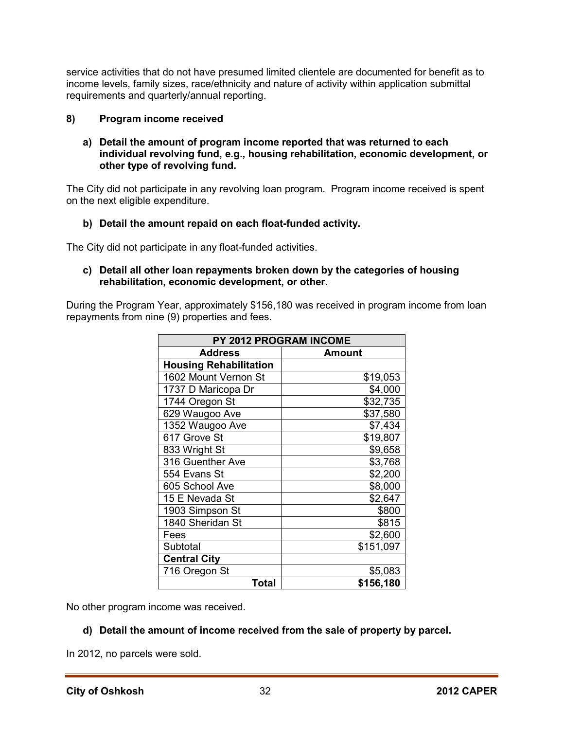service activities that do not have presumed limited clientele are documented for benefit as to income levels, family sizes, race/ethnicity and nature of activity within application submittal requirements and quarterly/annual reporting.

**8) Program income received**

**a) Detail the amount of program income reported that was returned to each individual revolving fund, e.g., housing rehabilitation, economic development, or other type of revolving fund.**

The City did not participate in any revolving loan program. Program income received is spent on the next eligible expenditure.

**b) Detail the amount repaid on each float-funded activity.**

The City did not participate in any float-funded activities.

**c) Detail all other loan repayments broken down by the categories of housing rehabilitation, economic development, or other.**

During the Program Year, approximately $156,180 was received in program income from loan repayments from nine (9) properties and fees.

| PY 2012 PROGRAM INCOME | |
|---|---|
| **Address** | **Amount** |
| **Housing Rehabilitation** | |
| 1602 Mount Vernon St | $19,053 |
| 1737 D Maricopa Dr | $4,000 |
| 1744 Oregon St | $32,735 |
| 629 Waugoo Ave | $37,580 |
| 1352 Waugoo Ave | $7,434 |
| 617 Grove St | $19,807 |
| 833 Wright St | $9,658 |
| 316 Guenther Ave | $3,768 |
| 554 Evans St | $2,200 |
| 605 School Ave | $8,000 |
| 15 E Nevada St | $2,647 |
| 1903 Simpson St | $800 |
| 1840 Sheridan St | $815 |
| Fees | $2,600 |
| Subtotal | $151,097 |
| **Central City** | |
| 716 Oregon St | $5,083 |
| **Total** | **$156,180** |

No other program income was received.

**d) Detail the amount of income received from the sale of property by parcel.**

In 2012, no parcels were sold.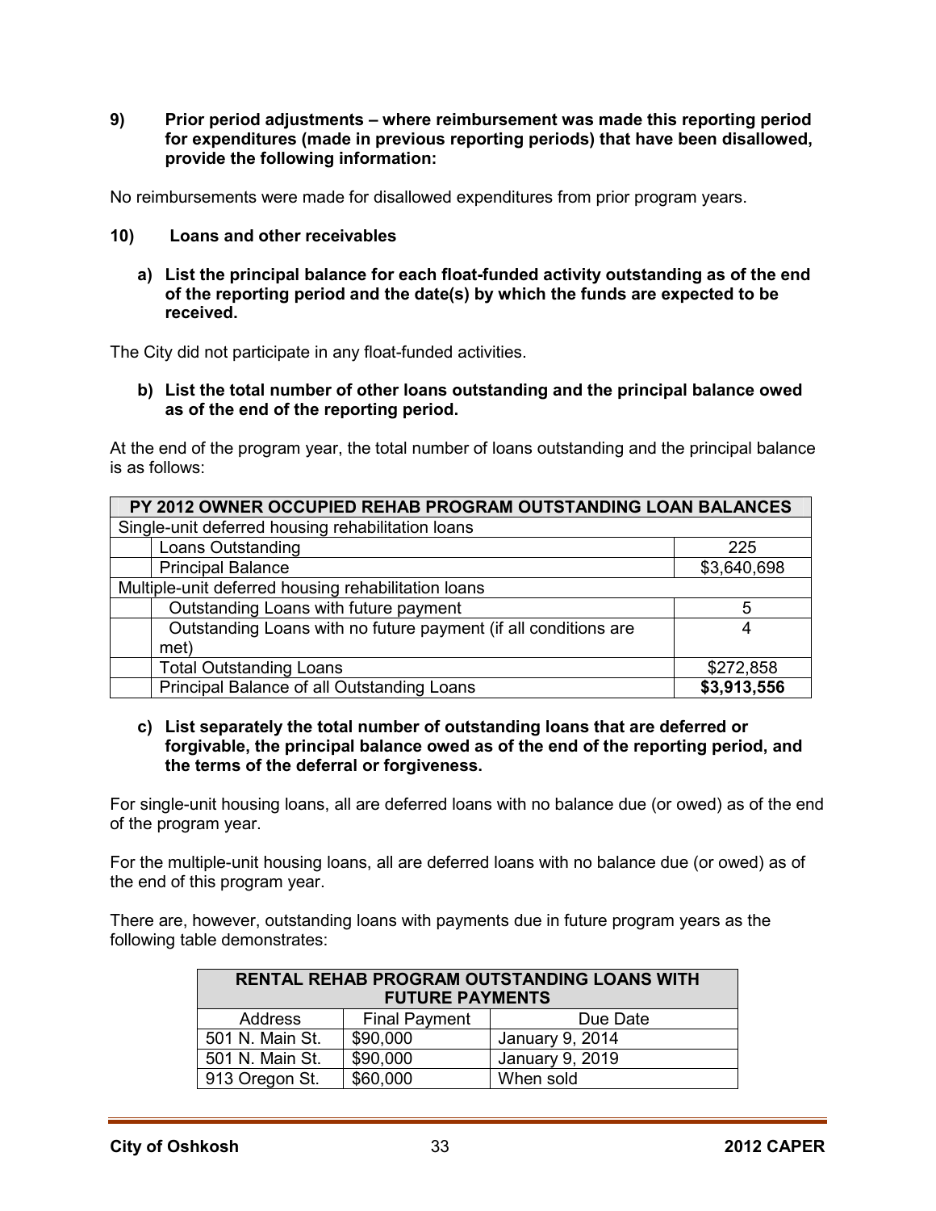**9) Prior period adjustments – where reimbursement was made this reporting period for expenditures (made in previous reporting periods) that have been disallowed, provide the following information:**

No reimbursements were made for disallowed expenditures from prior program years.

**10) Loans and other receivables**

**a) List the principal balance for each float-funded activity outstanding as of the end of the reporting period and the date(s) by which the funds are expected to be received.**

The City did not participate in any float-funded activities.

**b) List the total number of other loans outstanding and the principal balance owed as of the end of the reporting period.**

At the end of the program year, the total number of loans outstanding and the principal balance is as follows:

| PY 2012 OWNER OCCUPIED REHAB PROGRAM OUTSTANDING LOAN BALANCES | | |
|---|---|---|
| Single-unit deferred housing rehabilitation loans | | |
| | Loans Outstanding | 225 |
| | Principal Balance | $3,640,698 |
| Multiple-unit deferred housing rehabilitation loans | | |
| | Outstanding Loans with future payment | 5 |
| | Outstanding Loans with no future payment (if all conditions are met) | 4 |
| | Total Outstanding Loans | $272,858 |
| | Principal Balance of all Outstanding Loans | **$3,913,556** |

**c) List separately the total number of outstanding loans that are deferred or forgivable, the principal balance owed as of the end of the reporting period, and the terms of the deferral or forgiveness.**

For single-unit housing loans, all are deferred loans with no balance due (or owed) as of the end of the program year.

For the multiple-unit housing loans, all are deferred loans with no balance due (or owed) as of the end of this program year.

There are, however, outstanding loans with payments due in future program years as the following table demonstrates:

| RENTAL REHAB PROGRAM OUTSTANDING LOANS WITH FUTURE PAYMENTS | | |
|---|---|---|
| Address | Final Payment | Due Date |
| 501 N. Main St. | $90,000 | January 9, 2014 |
| 501 N. Main St. | $90,000 | January 9, 2019 |
| 913 Oregon St. | $60,000 | When sold |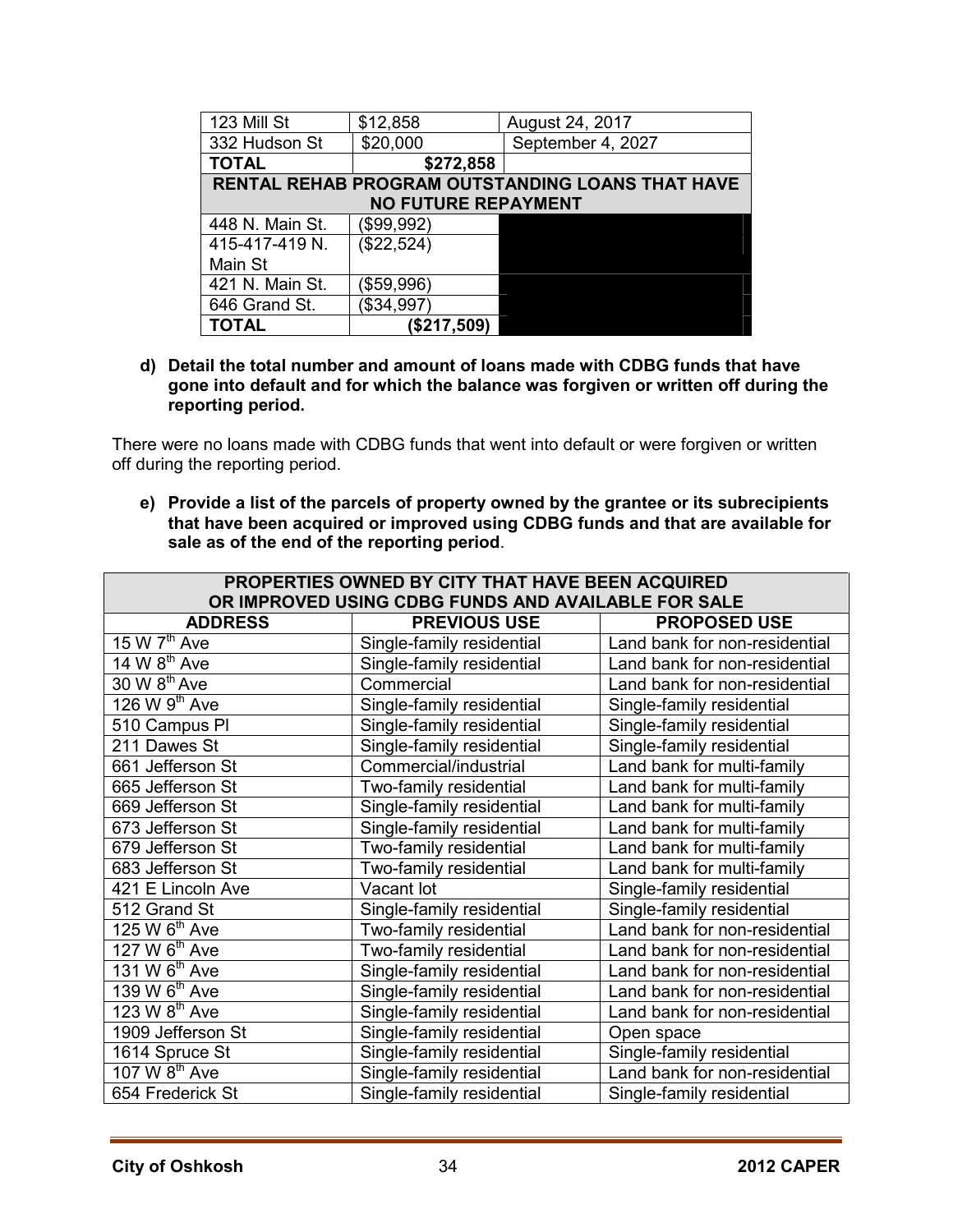| 123 Mill St | $12,858 | August 24, 2017 |
|---|---|---|
| 332 Hudson St | $20,000 | September 4, 2027 |
| **TOTAL** | **$272,858** | |
| **RENTAL REHAB PROGRAM OUTSTANDING LOANS THAT HAVE NO FUTURE REPAYMENT** | | |
| 448 N. Main St. | ($99,992) | |
| 415-417-419 N. Main St | ($22,524) | |
| 421 N. Main St. | ($59,996) | |
| 646 Grand St. | ($34,997) | |
| **TOTAL** | **($217,509)** | |

**d) Detail the total number and amount of loans made with CDBG funds that have gone into default and for which the balance was forgiven or written off during the reporting period.**

There were no loans made with CDBG funds that went into default or were forgiven or written off during the reporting period.

**e) Provide a list of the parcels of property owned by the grantee or its subrecipients that have been acquired or improved using CDBG funds and that are available for sale as of the end of the reporting period**.

| **PROPERTIES OWNED BY CITY THAT HAVE BEEN ACQUIRED OR IMPROVED USING CDBG FUNDS AND AVAILABLE FOR SALE** | | |
|---|---|---|
| **ADDRESS** | **PREVIOUS USE** | **PROPOSED USE** |
| 15 W 7th Ave | Single-family residential | Land bank for non-residential |
| 14 W 8th Ave | Single-family residential | Land bank for non-residential |
| 30 W 8th Ave | Commercial | Land bank for non-residential |
| 126 W 9th Ave | Single-family residential | Single-family residential |
| 510 Campus Pl | Single-family residential | Single-family residential |
| 211 Dawes St | Single-family residential | Single-family residential |
| 661 Jefferson St | Commercial/industrial | Land bank for multi-family |
| 665 Jefferson St | Two-family residential | Land bank for multi-family |
| 669 Jefferson St | Single-family residential | Land bank for multi-family |
| 673 Jefferson St | Single-family residential | Land bank for multi-family |
| 679 Jefferson St | Two-family residential | Land bank for multi-family |
| 683 Jefferson St | Two-family residential | Land bank for multi-family |
| 421 E Lincoln Ave | Vacant lot | Single-family residential |
| 512 Grand St | Single-family residential | Single-family residential |
| 125 W 6th Ave | Two-family residential | Land bank for non-residential |
| 127 W 6th Ave | Two-family residential | Land bank for non-residential |
| 131 W 6th Ave | Single-family residential | Land bank for non-residential |
| 139 W 6th Ave | Single-family residential | Land bank for non-residential |
| 123 W 8th Ave | Single-family residential | Land bank for non-residential |
| 1909 Jefferson St | Single-family residential | Open space |
| 1614 Spruce St | Single-family residential | Single-family residential |
| 107 W 8th Ave | Single-family residential | Land bank for non-residential |
| 654 Frederick St | Single-family residential | Single-family residential |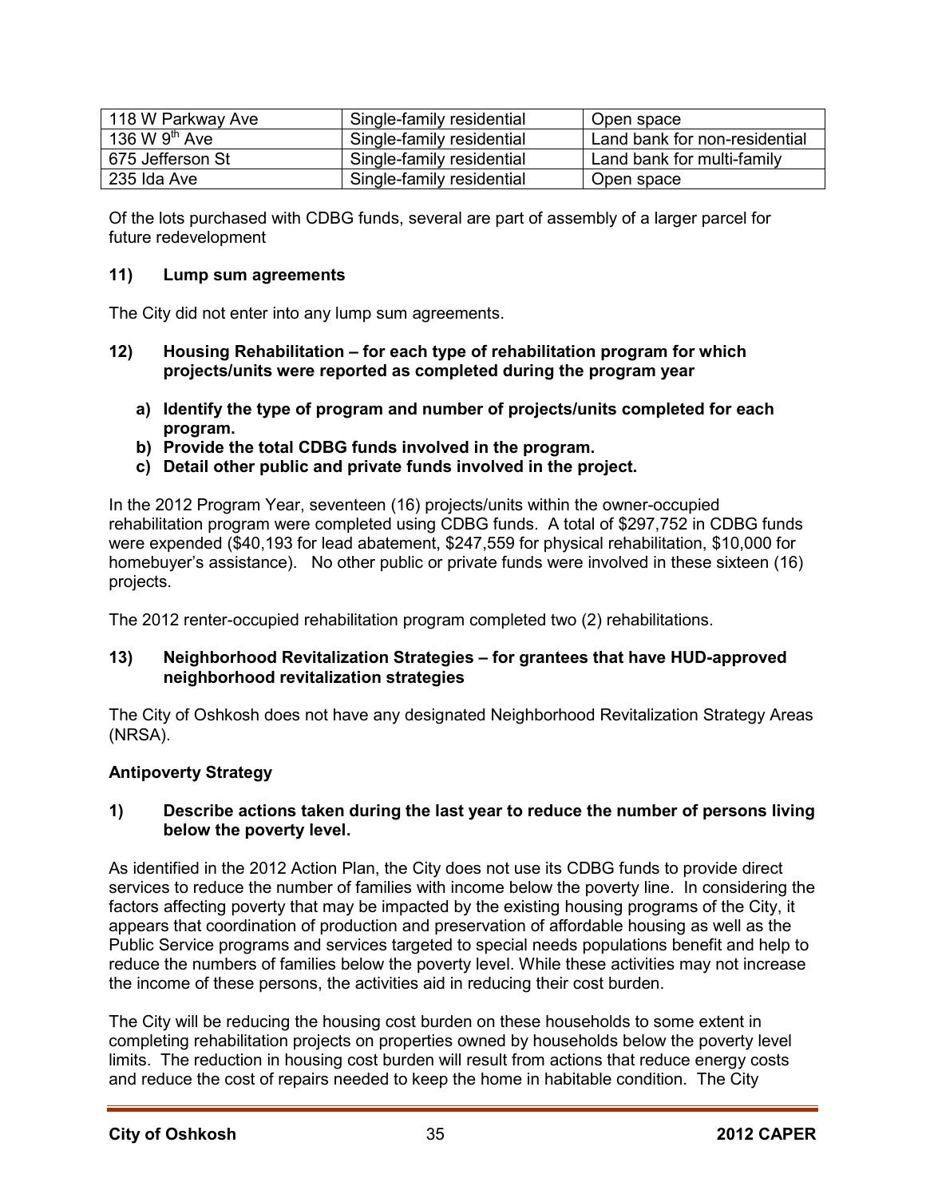| | | |
|---|---|---|
| 118 W Parkway Ave | Single-family residential | Open space |
| 136 W 9th Ave | Single-family residential | Land bank for non-residential |
| 675 Jefferson St | Single-family residential | Land bank for multi-family |
| 235 Ida Ave | Single-family residential | Open space |

Of the lots purchased with CDBG funds, several are part of assembly of a larger parcel for future redevelopment

**11) Lump sum agreements**

The City did not enter into any lump sum agreements.

**12) Housing Rehabilitation – for each type of rehabilitation program for which projects/units were reported as completed during the program year**

- **a) Identify the type of program and number of projects/units completed for each program.**
- **b) Provide the total CDBG funds involved in the program.**
- **c) Detail other public and private funds involved in the project.**

In the 2012 Program Year, seventeen (16) projects/units within the owner-occupied rehabilitation program were completed using CDBG funds. A total of $297,752 in CDBG funds were expended ($40,193 for lead abatement, $247,559 for physical rehabilitation, $10,000 for homebuyer's assistance). No other public or private funds were involved in these sixteen (16) projects.

The 2012 renter-occupied rehabilitation program completed two (2) rehabilitations.

**13) Neighborhood Revitalization Strategies – for grantees that have HUD-approved neighborhood revitalization strategies**

The City of Oshkosh does not have any designated Neighborhood Revitalization Strategy Areas (NRSA).

**Antipoverty Strategy**

**1) Describe actions taken during the last year to reduce the number of persons living below the poverty level.**

As identified in the 2012 Action Plan, the City does not use its CDBG funds to provide direct services to reduce the number of families with income below the poverty line. In considering the factors affecting poverty that may be impacted by the existing housing programs of the City, it appears that coordination of production and preservation of affordable housing as well as the Public Service programs and services targeted to special needs populations benefit and help to reduce the numbers of families below the poverty level. While these activities may not increase the income of these persons, the activities aid in reducing their cost burden.

The City will be reducing the housing cost burden on these households to some extent in completing rehabilitation projects on properties owned by households below the poverty level limits. The reduction in housing cost burden will result from actions that reduce energy costs and reduce the cost of repairs needed to keep the home in habitable condition. The City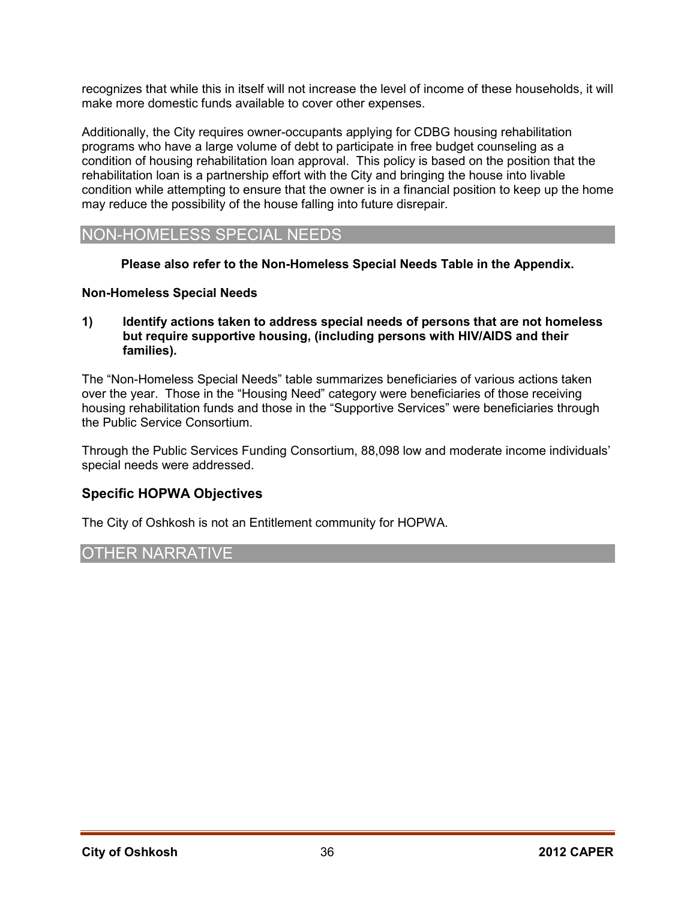recognizes that while this in itself will not increase the level of income of these households, it will make more domestic funds available to cover other expenses.

Additionally, the City requires owner-occupants applying for CDBG housing rehabilitation programs who have a large volume of debt to participate in free budget counseling as a condition of housing rehabilitation loan approval. This policy is based on the position that the rehabilitation loan is a partnership effort with the City and bringing the house into livable condition while attempting to ensure that the owner is in a financial position to keep up the home may reduce the possibility of the house falling into future disrepair.

## NON-HOMELESS SPECIAL NEEDS

**Please also refer to the Non-Homeless Special Needs Table in the Appendix.**

**Non-Homeless Special Needs**

**1) Identify actions taken to address special needs of persons that are not homeless but require supportive housing, (including persons with HIV/AIDS and their families).**

The “Non-Homeless Special Needs” table summarizes beneficiaries of various actions taken over the year. Those in the “Housing Need” category were beneficiaries of those receiving housing rehabilitation funds and those in the “Supportive Services” were beneficiaries through the Public Service Consortium.

Through the Public Services Funding Consortium, 88,098 low and moderate income individuals’ special needs were addressed.

### Specific HOPWA Objectives

The City of Oshkosh is not an Entitlement community for HOPWA.

## OTHER NARRATIVE